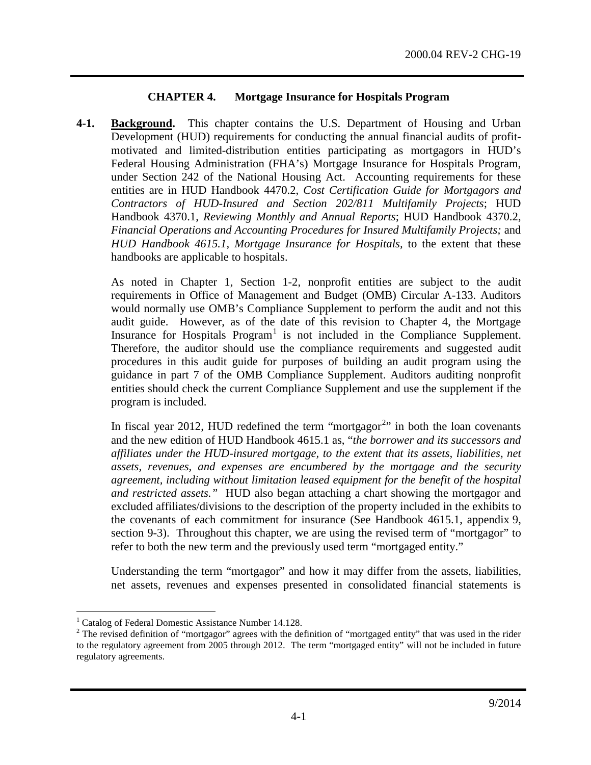## CHAPTER 4. Mortgage Insurance for Hospitals Program

**4-1. Background.** This chapter contains the U.S. Department of Housing and Urban Development (HUD) requirements for conducting the annual financial audits of profit-motivated and limited-distribution entities participating as mortgagors in HUD's Federal Housing Administration (FHA's) Mortgage Insurance for Hospitals Program, under Section 242 of the National Housing Act. Accounting requirements for these entities are in HUD Handbook 4470.2, *Cost Certification Guide for Mortgagors and Contractors of HUD-Insured and Section 202/811 Multifamily Projects*; HUD Handbook 4370.1, *Reviewing Monthly and Annual Reports*; HUD Handbook 4370.2, *Financial Operations and Accounting Procedures for Insured Multifamily Projects;* and *HUD Handbook 4615.1, Mortgage Insurance for Hospitals,* to the extent that these handbooks are applicable to hospitals.

As noted in Chapter 1, Section 1-2, nonprofit entities are subject to the audit requirements in Office of Management and Budget (OMB) Circular A-133. Auditors would normally use OMB's Compliance Supplement to perform the audit and not this audit guide. However, as of the date of this revision to Chapter 4, the Mortgage Insurance for Hospitals Program[1] is not included in the Compliance Supplement. Therefore, the auditor should use the compliance requirements and suggested audit procedures in this audit guide for purposes of building an audit program using the guidance in part 7 of the OMB Compliance Supplement. Auditors auditing nonprofit entities should check the current Compliance Supplement and use the supplement if the program is included.

In fiscal year 2012, HUD redefined the term "mortgagor[2]" in both the loan covenants and the new edition of HUD Handbook 4615.1 as, "*the borrower and its successors and affiliates under the HUD-insured mortgage, to the extent that its assets, liabilities, net assets, revenues, and expenses are encumbered by the mortgage and the security agreement, including without limitation leased equipment for the benefit of the hospital and restricted assets."* HUD also began attaching a chart showing the mortgagor and excluded affiliates/divisions to the description of the property included in the exhibits to the covenants of each commitment for insurance (See Handbook 4615.1, appendix 9, section 9-3). Throughout this chapter, we are using the revised term of "mortgagor" to refer to both the new term and the previously used term "mortgaged entity."

Understanding the term "mortgagor" and how it may differ from the assets, liabilities, net assets, revenues and expenses presented in consolidated financial statements is

---

[1] Catalog of Federal Domestic Assistance Number 14.128.

[2] The revised definition of "mortgagor" agrees with the definition of "mortgaged entity" that was used in the rider to the regulatory agreement from 2005 through 2012. The term "mortgaged entity" will not be included in future regulatory agreements.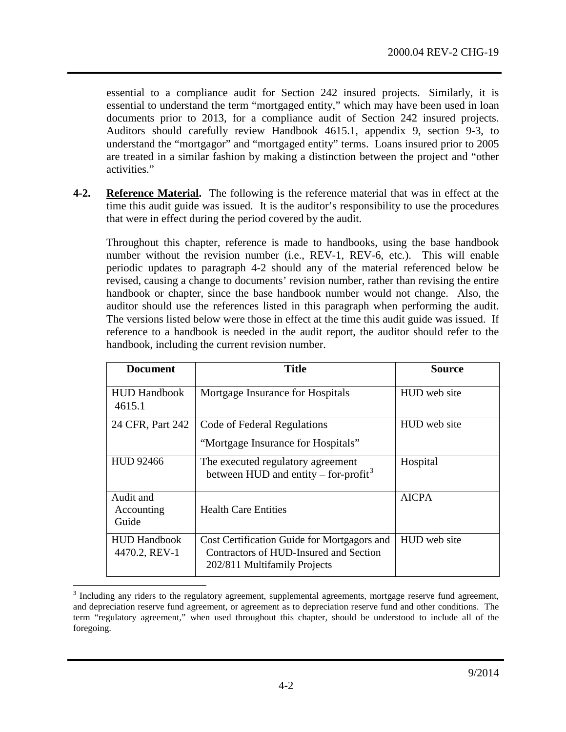essential to a compliance audit for Section 242 insured projects. Similarly, it is essential to understand the term "mortgaged entity," which may have been used in loan documents prior to 2013, for a compliance audit of Section 242 insured projects. Auditors should carefully review Handbook 4615.1, appendix 9, section 9-3, to understand the "mortgagor" and "mortgaged entity" terms. Loans insured prior to 2005 are treated in a similar fashion by making a distinction between the project and "other activities."

**4-2. Reference Material.** The following is the reference material that was in effect at the time this audit guide was issued. It is the auditor's responsibility to use the procedures that were in effect during the period covered by the audit.

Throughout this chapter, reference is made to handbooks, using the base handbook number without the revision number (i.e., REV-1, REV-6, etc.). This will enable periodic updates to paragraph 4-2 should any of the material referenced below be revised, causing a change to documents' revision number, rather than revising the entire handbook or chapter, since the base handbook number would not change. Also, the auditor should use the references listed in this paragraph when performing the audit. The versions listed below were those in effect at the time this audit guide was issued. If reference to a handbook is needed in the audit report, the auditor should refer to the handbook, including the current revision number.

| Document | Title | Source |
|---|---|---|
| HUD Handbook 4615.1 | Mortgage Insurance for Hospitals | HUD web site |
| 24 CFR, Part 242 | Code of Federal Regulations "Mortgage Insurance for Hospitals" | HUD web site |
| HUD 92466 | The executed regulatory agreement between HUD and entity – for-profit[3] | Hospital |
| Audit and Accounting Guide | Health Care Entities | AICPA |
| HUD Handbook 4470.2, REV-1 | Cost Certification Guide for Mortgagors and Contractors of HUD-Insured and Section 202/811 Multifamily Projects | HUD web site |

[3] Including any riders to the regulatory agreement, supplemental agreements, mortgage reserve fund agreement, and depreciation reserve fund agreement, or agreement as to depreciation reserve fund and other conditions. The term "regulatory agreement," when used throughout this chapter, should be understood to include all of the foregoing.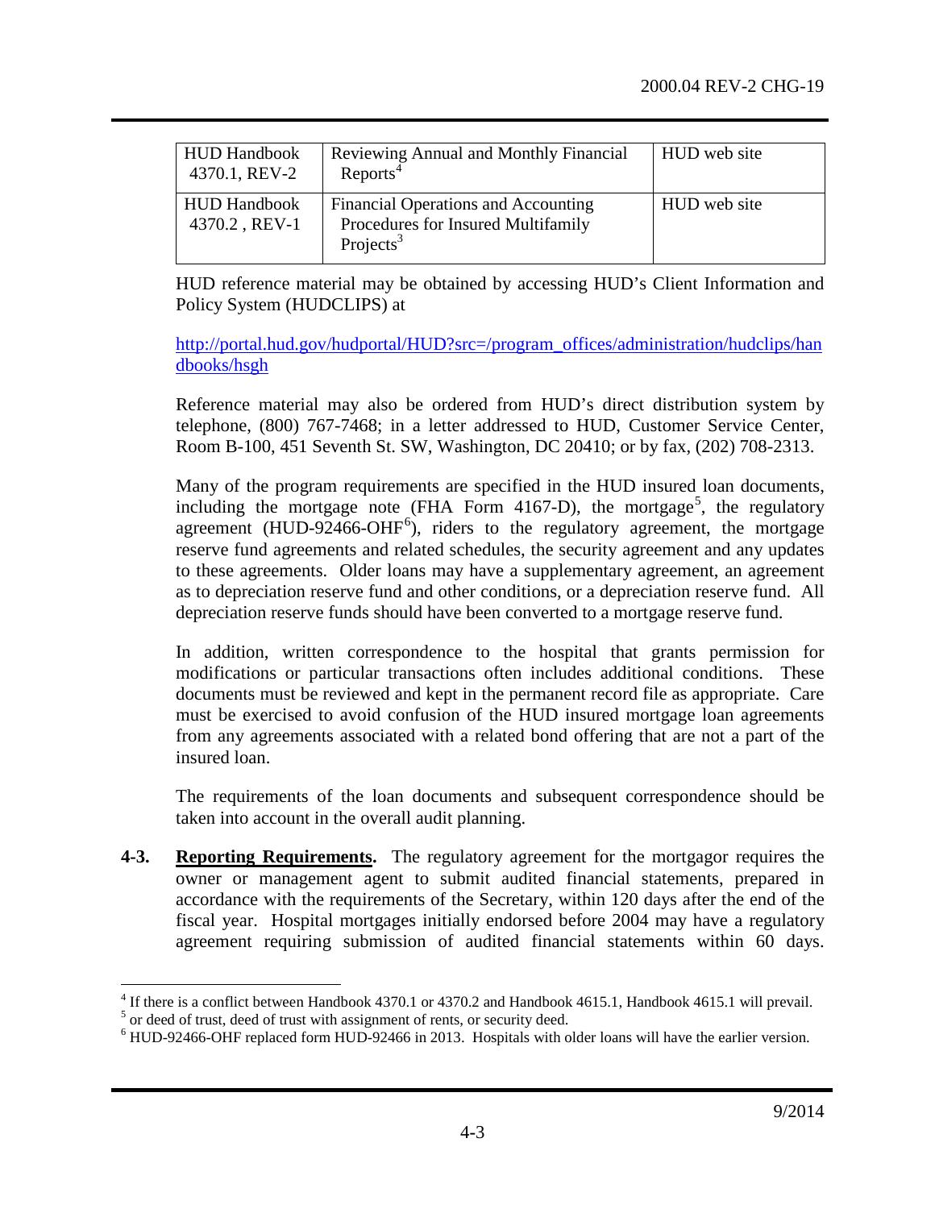| HUD Handbook 4370.1, REV-2 | Reviewing Annual and Monthly Financial Reports[4] | HUD web site |
|---|---|---|
| HUD Handbook 4370.2 , REV-1 | Financial Operations and Accounting Procedures for Insured Multifamily Projects[3] | HUD web site |

HUD reference material may be obtained by accessing HUD's Client Information and Policy System (HUDCLIPS) at

http://portal.hud.gov/hudportal/HUD?src=/program_offices/administration/hudclips/handbooks/hsgh

Reference material may also be ordered from HUD's direct distribution system by telephone, (800) 767-7468; in a letter addressed to HUD, Customer Service Center, Room B-100, 451 Seventh St. SW, Washington, DC 20410; or by fax, (202) 708-2313.

Many of the program requirements are specified in the HUD insured loan documents, including the mortgage note (FHA Form 4167-D), the mortgage[5], the regulatory agreement (HUD-92466-OHF[6]), riders to the regulatory agreement, the mortgage reserve fund agreements and related schedules, the security agreement and any updates to these agreements. Older loans may have a supplementary agreement, an agreement as to depreciation reserve fund and other conditions, or a depreciation reserve fund. All depreciation reserve funds should have been converted to a mortgage reserve fund.

In addition, written correspondence to the hospital that grants permission for modifications or particular transactions often includes additional conditions. These documents must be reviewed and kept in the permanent record file as appropriate. Care must be exercised to avoid confusion of the HUD insured mortgage loan agreements from any agreements associated with a related bond offering that are not a part of the insured loan.

The requirements of the loan documents and subsequent correspondence should be taken into account in the overall audit planning.

**4-3.** **Reporting Requirements.** The regulatory agreement for the mortgagor requires the owner or management agent to submit audited financial statements, prepared in accordance with the requirements of the Secretary, within 120 days after the end of the fiscal year. Hospital mortgages initially endorsed before 2004 may have a regulatory agreement requiring submission of audited financial statements within 60 days.

---

[4] If there is a conflict between Handbook 4370.1 or 4370.2 and Handbook 4615.1, Handbook 4615.1 will prevail.

[5] or deed of trust, deed of trust with assignment of rents, or security deed.

[6] HUD-92466-OHF replaced form HUD-92466 in 2013. Hospitals with older loans will have the earlier version.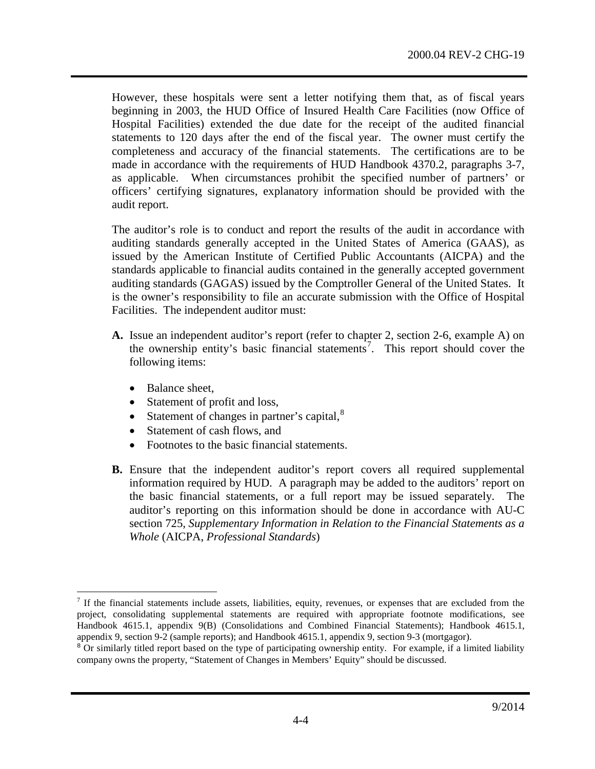However, these hospitals were sent a letter notifying them that, as of fiscal years beginning in 2003, the HUD Office of Insured Health Care Facilities (now Office of Hospital Facilities) extended the due date for the receipt of the audited financial statements to 120 days after the end of the fiscal year. The owner must certify the completeness and accuracy of the financial statements. The certifications are to be made in accordance with the requirements of HUD Handbook 4370.2, paragraphs 3-7, as applicable. When circumstances prohibit the specified number of partners' or officers' certifying signatures, explanatory information should be provided with the audit report.

The auditor's role is to conduct and report the results of the audit in accordance with auditing standards generally accepted in the United States of America (GAAS), as issued by the American Institute of Certified Public Accountants (AICPA) and the standards applicable to financial audits contained in the generally accepted government auditing standards (GAGAS) issued by the Comptroller General of the United States. It is the owner's responsibility to file an accurate submission with the Office of Hospital Facilities. The independent auditor must:

**A.** Issue an independent auditor's report (refer to chapter 2, section 2-6, example A) on the ownership entity's basic financial statements[7]. This report should cover the following items:

- Balance sheet,
- Statement of profit and loss,
- Statement of changes in partner's capital,[8]
- Statement of cash flows, and
- Footnotes to the basic financial statements.

**B.** Ensure that the independent auditor's report covers all required supplemental information required by HUD. A paragraph may be added to the auditors' report on the basic financial statements, or a full report may be issued separately. The auditor's reporting on this information should be done in accordance with AU-C section 725, *Supplementary Information in Relation to the Financial Statements as a Whole* (AICPA, *Professional Standards*)

---

[7] If the financial statements include assets, liabilities, equity, revenues, or expenses that are excluded from the project, consolidating supplemental statements are required with appropriate footnote modifications, see Handbook 4615.1, appendix 9(B) (Consolidations and Combined Financial Statements); Handbook 4615.1, appendix 9, section 9-2 (sample reports); and Handbook 4615.1, appendix 9, section 9-3 (mortgagor).

[8] Or similarly titled report based on the type of participating ownership entity. For example, if a limited liability company owns the property, "Statement of Changes in Members' Equity" should be discussed.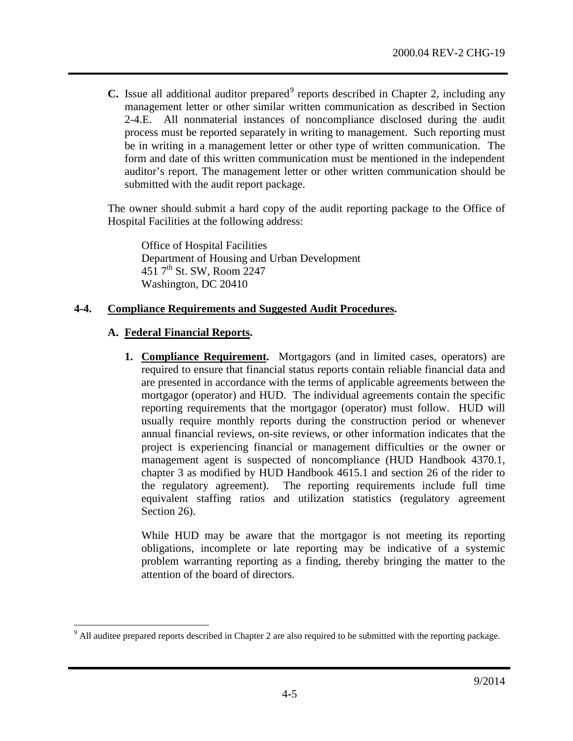**C.** Issue all additional auditor prepared[9] reports described in Chapter 2, including any management letter or other similar written communication as described in Section 2-4.E. All nonmaterial instances of noncompliance disclosed during the audit process must be reported separately in writing to management. Such reporting must be in writing in a management letter or other type of written communication. The form and date of this written communication must be mentioned in the independent auditor's report. The management letter or other written communication should be submitted with the audit report package.

The owner should submit a hard copy of the audit reporting package to the Office of Hospital Facilities at the following address:

Office of Hospital Facilities
Department of Housing and Urban Development
451 7th St. SW, Room 2247
Washington, DC 20410

## 4-4. Compliance Requirements and Suggested Audit Procedures.

### A. Federal Financial Reports.

**1. Compliance Requirement.** Mortgagors (and in limited cases, operators) are required to ensure that financial status reports contain reliable financial data and are presented in accordance with the terms of applicable agreements between the mortgagor (operator) and HUD. The individual agreements contain the specific reporting requirements that the mortgagor (operator) must follow. HUD will usually require monthly reports during the construction period or whenever annual financial reviews, on-site reviews, or other information indicates that the project is experiencing financial or management difficulties or the owner or management agent is suspected of noncompliance (HUD Handbook 4370.1, chapter 3 as modified by HUD Handbook 4615.1 and section 26 of the rider to the regulatory agreement). The reporting requirements include full time equivalent staffing ratios and utilization statistics (regulatory agreement Section 26).

While HUD may be aware that the mortgagor is not meeting its reporting obligations, incomplete or late reporting may be indicative of a systemic problem warranting reporting as a finding, thereby bringing the matter to the attention of the board of directors.

---

[9] All auditee prepared reports described in Chapter 2 are also required to be submitted with the reporting package.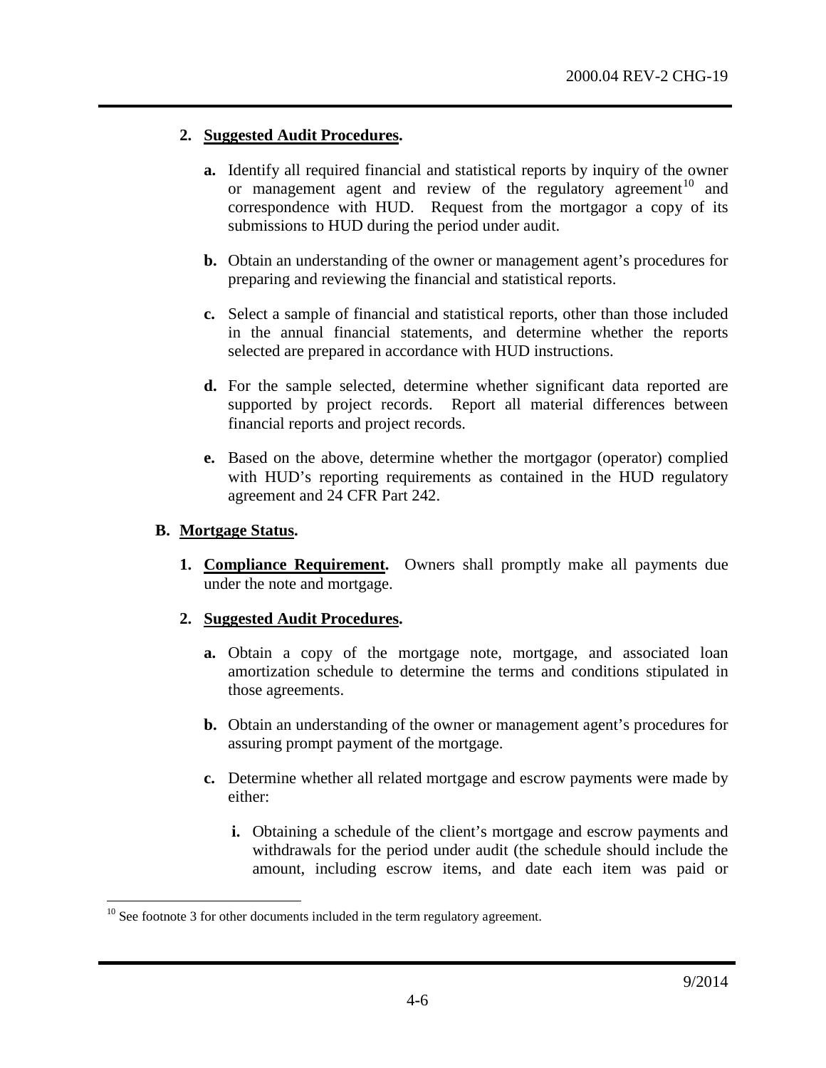**2. Suggested Audit Procedures.**

**a.** Identify all required financial and statistical reports by inquiry of the owner or management agent and review of the regulatory agreement[10] and correspondence with HUD. Request from the mortgagor a copy of its submissions to HUD during the period under audit.

**b.** Obtain an understanding of the owner or management agent's procedures for preparing and reviewing the financial and statistical reports.

**c.** Select a sample of financial and statistical reports, other than those included in the annual financial statements, and determine whether the reports selected are prepared in accordance with HUD instructions.

**d.** For the sample selected, determine whether significant data reported are supported by project records. Report all material differences between financial reports and project records.

**e.** Based on the above, determine whether the mortgagor (operator) complied with HUD's reporting requirements as contained in the HUD regulatory agreement and 24 CFR Part 242.

## B. Mortgage Status.

**1. Compliance Requirement.** Owners shall promptly make all payments due under the note and mortgage.

**2. Suggested Audit Procedures.**

**a.** Obtain a copy of the mortgage note, mortgage, and associated loan amortization schedule to determine the terms and conditions stipulated in those agreements.

**b.** Obtain an understanding of the owner or management agent's procedures for assuring prompt payment of the mortgage.

**c.** Determine whether all related mortgage and escrow payments were made by either:

**i.** Obtaining a schedule of the client's mortgage and escrow payments and withdrawals for the period under audit (the schedule should include the amount, including escrow items, and date each item was paid or

---

[10] See footnote 3 for other documents included in the term regulatory agreement.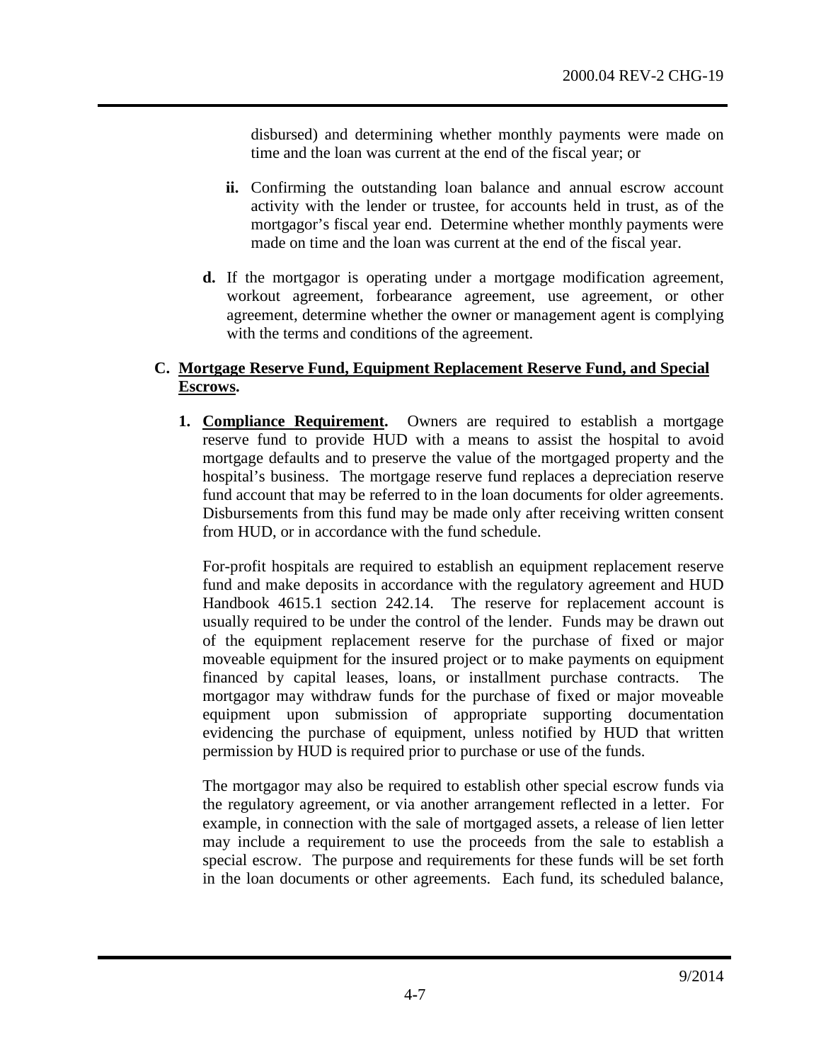disbursed) and determining whether monthly payments were made on time and the loan was current at the end of the fiscal year; or

- **ii.** Confirming the outstanding loan balance and annual escrow account activity with the lender or trustee, for accounts held in trust, as of the mortgagor's fiscal year end. Determine whether monthly payments were made on time and the loan was current at the end of the fiscal year.

**d.** If the mortgagor is operating under a mortgage modification agreement, workout agreement, forbearance agreement, use agreement, or other agreement, determine whether the owner or management agent is complying with the terms and conditions of the agreement.

## C. Mortgage Reserve Fund, Equipment Replacement Reserve Fund, and Special Escrows.

**1. Compliance Requirement.** Owners are required to establish a mortgage reserve fund to provide HUD with a means to assist the hospital to avoid mortgage defaults and to preserve the value of the mortgaged property and the hospital's business. The mortgage reserve fund replaces a depreciation reserve fund account that may be referred to in the loan documents for older agreements. Disbursements from this fund may be made only after receiving written consent from HUD, or in accordance with the fund schedule.

For-profit hospitals are required to establish an equipment replacement reserve fund and make deposits in accordance with the regulatory agreement and HUD Handbook 4615.1 section 242.14. The reserve for replacement account is usually required to be under the control of the lender. Funds may be drawn out of the equipment replacement reserve for the purchase of fixed or major moveable equipment for the insured project or to make payments on equipment financed by capital leases, loans, or installment purchase contracts. The mortgagor may withdraw funds for the purchase of fixed or major moveable equipment upon submission of appropriate supporting documentation evidencing the purchase of equipment, unless notified by HUD that written permission by HUD is required prior to purchase or use of the funds.

The mortgagor may also be required to establish other special escrow funds via the regulatory agreement, or via another arrangement reflected in a letter. For example, in connection with the sale of mortgaged assets, a release of lien letter may include a requirement to use the proceeds from the sale to establish a special escrow. The purpose and requirements for these funds will be set forth in the loan documents or other agreements. Each fund, its scheduled balance,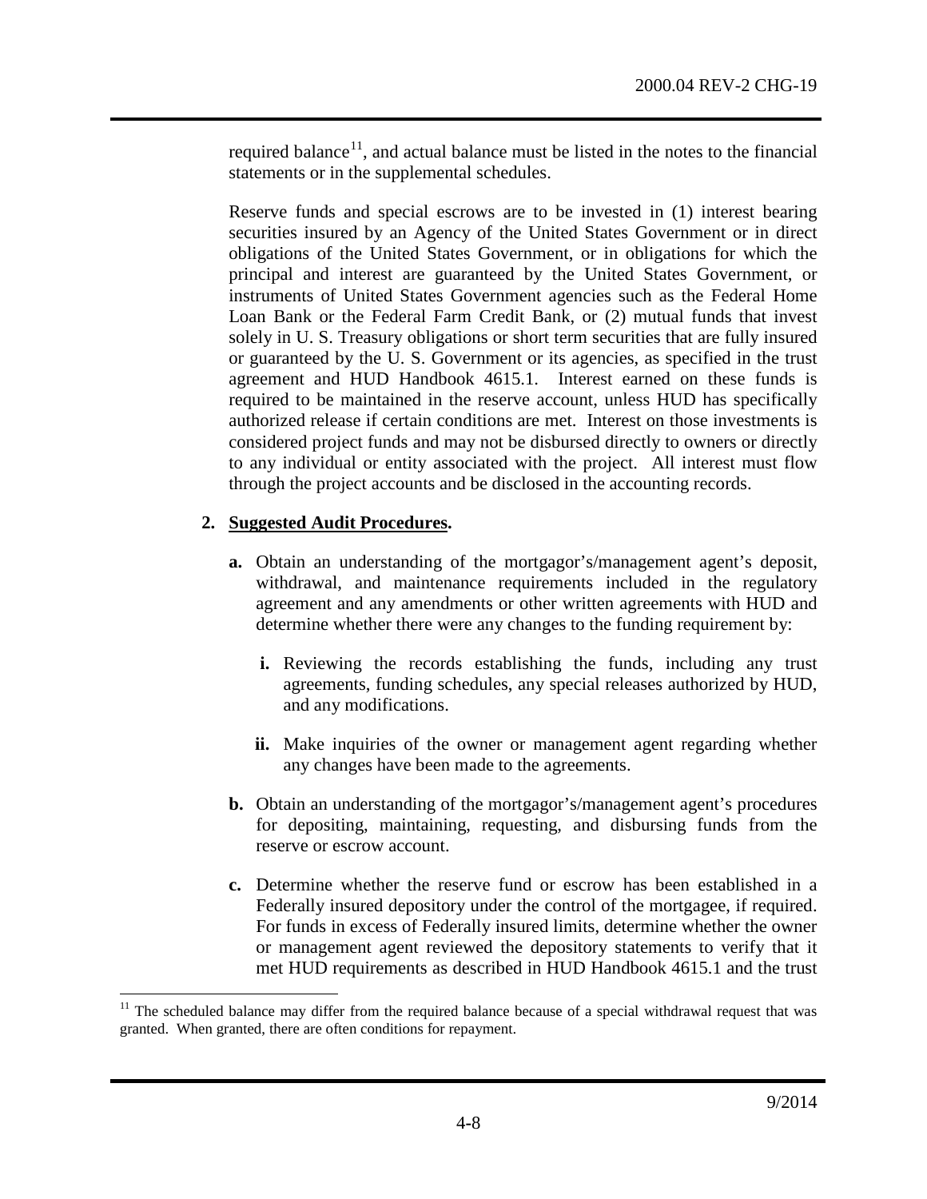required balance[11], and actual balance must be listed in the notes to the financial statements or in the supplemental schedules.

Reserve funds and special escrows are to be invested in (1) interest bearing securities insured by an Agency of the United States Government or in direct obligations of the United States Government, or in obligations for which the principal and interest are guaranteed by the United States Government, or instruments of United States Government agencies such as the Federal Home Loan Bank or the Federal Farm Credit Bank, or (2) mutual funds that invest solely in U. S. Treasury obligations or short term securities that are fully insured or guaranteed by the U. S. Government or its agencies, as specified in the trust agreement and HUD Handbook 4615.1. Interest earned on these funds is required to be maintained in the reserve account, unless HUD has specifically authorized release if certain conditions are met. Interest on those investments is considered project funds and may not be disbursed directly to owners or directly to any individual or entity associated with the project. All interest must flow through the project accounts and be disclosed in the accounting records.

**2. Suggested Audit Procedures.**

- **a.** Obtain an understanding of the mortgagor's/management agent's deposit, withdrawal, and maintenance requirements included in the regulatory agreement and any amendments or other written agreements with HUD and determine whether there were any changes to the funding requirement by:

  - **i.** Reviewing the records establishing the funds, including any trust agreements, funding schedules, any special releases authorized by HUD, and any modifications.

  - **ii.** Make inquiries of the owner or management agent regarding whether any changes have been made to the agreements.

- **b.** Obtain an understanding of the mortgagor's/management agent's procedures for depositing, maintaining, requesting, and disbursing funds from the reserve or escrow account.

- **c.** Determine whether the reserve fund or escrow has been established in a Federally insured depository under the control of the mortgagee, if required. For funds in excess of Federally insured limits, determine whether the owner or management agent reviewed the depository statements to verify that it met HUD requirements as described in HUD Handbook 4615.1 and the trust

[11] The scheduled balance may differ from the required balance because of a special withdrawal request that was granted. When granted, there are often conditions for repayment.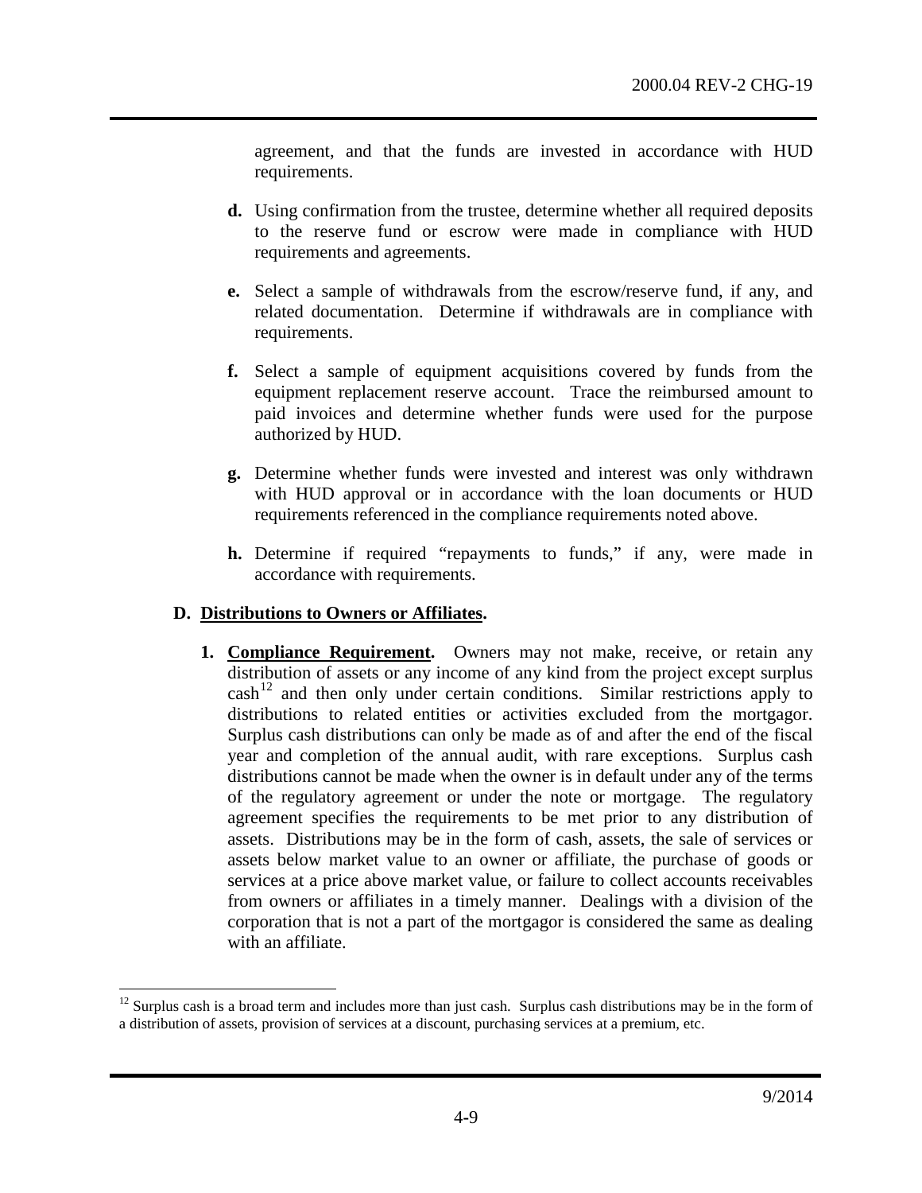agreement, and that the funds are invested in accordance with HUD requirements.

**d.** Using confirmation from the trustee, determine whether all required deposits to the reserve fund or escrow were made in compliance with HUD requirements and agreements.

**e.** Select a sample of withdrawals from the escrow/reserve fund, if any, and related documentation. Determine if withdrawals are in compliance with requirements.

**f.** Select a sample of equipment acquisitions covered by funds from the equipment replacement reserve account. Trace the reimbursed amount to paid invoices and determine whether funds were used for the purpose authorized by HUD.

**g.** Determine whether funds were invested and interest was only withdrawn with HUD approval or in accordance with the loan documents or HUD requirements referenced in the compliance requirements noted above.

**h.** Determine if required "repayments to funds," if any, were made in accordance with requirements.

## D. <u>Distributions to Owners or Affiliates</u>.

**1. <u>Compliance Requirement</u>.** Owners may not make, receive, or retain any distribution of assets or any income of any kind from the project except surplus cash[12] and then only under certain conditions. Similar restrictions apply to distributions to related entities or activities excluded from the mortgagor. Surplus cash distributions can only be made as of and after the end of the fiscal year and completion of the annual audit, with rare exceptions. Surplus cash distributions cannot be made when the owner is in default under any of the terms of the regulatory agreement or under the note or mortgage. The regulatory agreement specifies the requirements to be met prior to any distribution of assets. Distributions may be in the form of cash, assets, the sale of services or assets below market value to an owner or affiliate, the purchase of goods or services at a price above market value, or failure to collect accounts receivables from owners or affiliates in a timely manner. Dealings with a division of the corporation that is not a part of the mortgagor is considered the same as dealing with an affiliate.

[12] Surplus cash is a broad term and includes more than just cash. Surplus cash distributions may be in the form of a distribution of assets, provision of services at a discount, purchasing services at a premium, etc.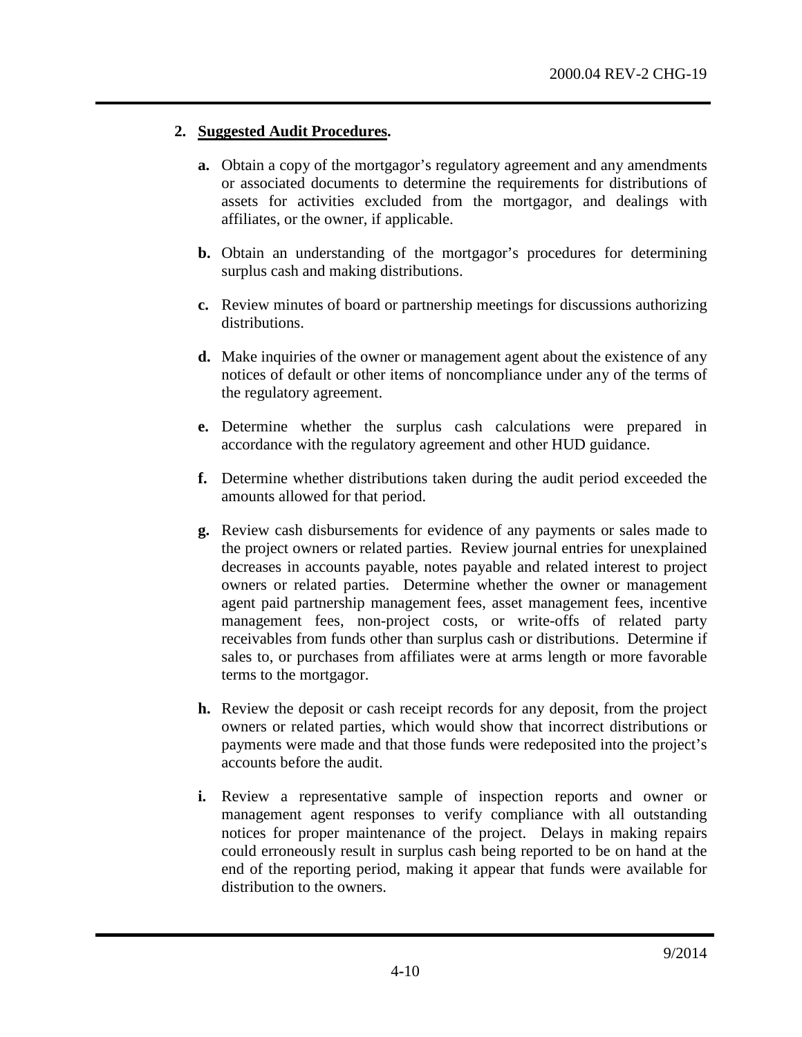**2. Suggested Audit Procedures.**

- **a.** Obtain a copy of the mortgagor's regulatory agreement and any amendments or associated documents to determine the requirements for distributions of assets for activities excluded from the mortgagor, and dealings with affiliates, or the owner, if applicable.

- **b.** Obtain an understanding of the mortgagor's procedures for determining surplus cash and making distributions.

- **c.** Review minutes of board or partnership meetings for discussions authorizing distributions.

- **d.** Make inquiries of the owner or management agent about the existence of any notices of default or other items of noncompliance under any of the terms of the regulatory agreement.

- **e.** Determine whether the surplus cash calculations were prepared in accordance with the regulatory agreement and other HUD guidance.

- **f.** Determine whether distributions taken during the audit period exceeded the amounts allowed for that period.

- **g.** Review cash disbursements for evidence of any payments or sales made to the project owners or related parties. Review journal entries for unexplained decreases in accounts payable, notes payable and related interest to project owners or related parties. Determine whether the owner or management agent paid partnership management fees, asset management fees, incentive management fees, non-project costs, or write-offs of related party receivables from funds other than surplus cash or distributions. Determine if sales to, or purchases from affiliates were at arms length or more favorable terms to the mortgagor.

- **h.** Review the deposit or cash receipt records for any deposit, from the project owners or related parties, which would show that incorrect distributions or payments were made and that those funds were redeposited into the project's accounts before the audit.

- **i.** Review a representative sample of inspection reports and owner or management agent responses to verify compliance with all outstanding notices for proper maintenance of the project. Delays in making repairs could erroneously result in surplus cash being reported to be on hand at the end of the reporting period, making it appear that funds were available for distribution to the owners.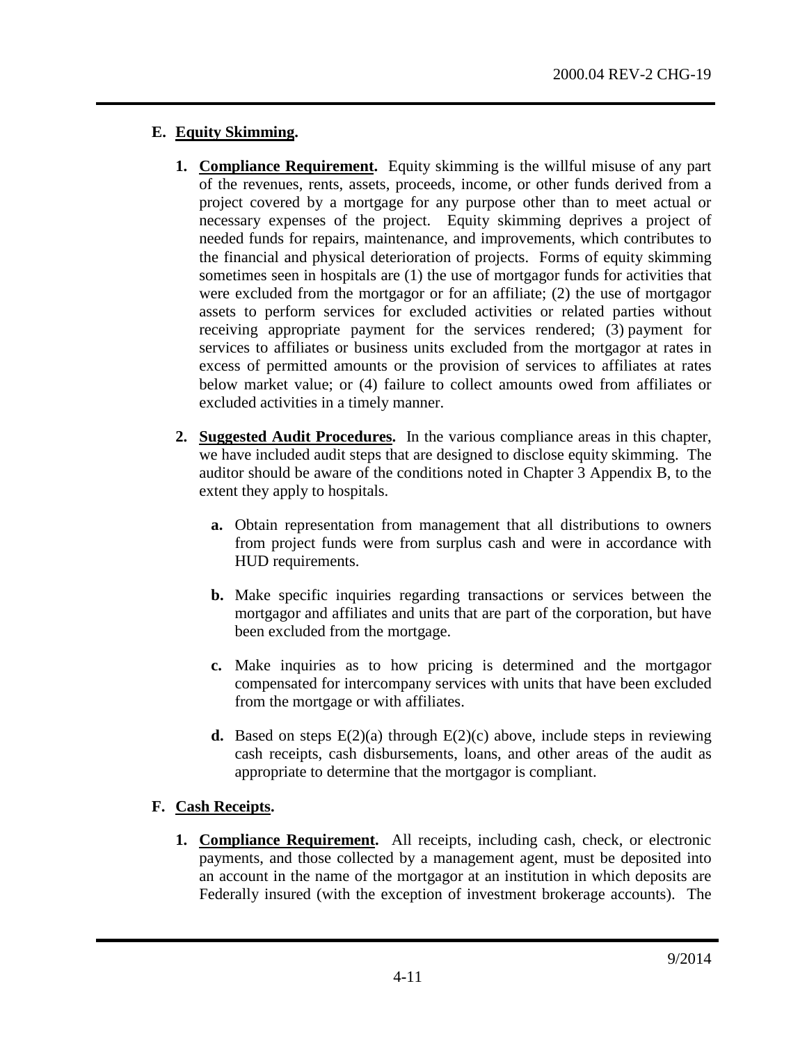## E. Equity Skimming.

1. **Compliance Requirement.** Equity skimming is the willful misuse of any part of the revenues, rents, assets, proceeds, income, or other funds derived from a project covered by a mortgage for any purpose other than to meet actual or necessary expenses of the project. Equity skimming deprives a project of needed funds for repairs, maintenance, and improvements, which contributes to the financial and physical deterioration of projects. Forms of equity skimming sometimes seen in hospitals are (1) the use of mortgagor funds for activities that were excluded from the mortgagor or for an affiliate; (2) the use of mortgagor assets to perform services for excluded activities or related parties without receiving appropriate payment for the services rendered; (3) payment for services to affiliates or business units excluded from the mortgagor at rates in excess of permitted amounts or the provision of services to affiliates at rates below market value; or (4) failure to collect amounts owed from affiliates or excluded activities in a timely manner.

2. **Suggested Audit Procedures.** In the various compliance areas in this chapter, we have included audit steps that are designed to disclose equity skimming. The auditor should be aware of the conditions noted in Chapter 3 Appendix B, to the extent they apply to hospitals.

   a. Obtain representation from management that all distributions to owners from project funds were from surplus cash and were in accordance with HUD requirements.

   b. Make specific inquiries regarding transactions or services between the mortgagor and affiliates and units that are part of the corporation, but have been excluded from the mortgage.

   c. Make inquiries as to how pricing is determined and the mortgagor compensated for intercompany services with units that have been excluded from the mortgage or with affiliates.

   d. Based on steps E(2)(a) through E(2)(c) above, include steps in reviewing cash receipts, cash disbursements, loans, and other areas of the audit as appropriate to determine that the mortgagor is compliant.

## F. Cash Receipts.

1. **Compliance Requirement.** All receipts, including cash, check, or electronic payments, and those collected by a management agent, must be deposited into an account in the name of the mortgagor at an institution in which deposits are Federally insured (with the exception of investment brokerage accounts). The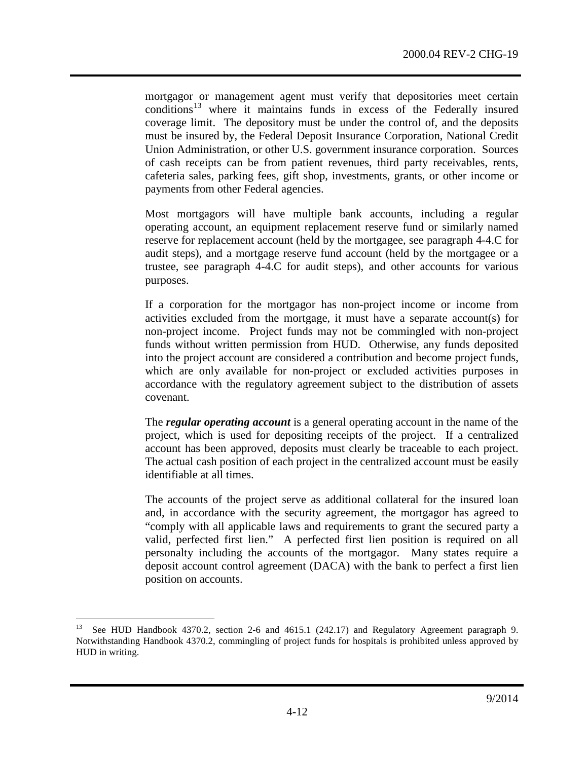mortgagor or management agent must verify that depositories meet certain conditions[13] where it maintains funds in excess of the Federally insured coverage limit. The depository must be under the control of, and the deposits must be insured by, the Federal Deposit Insurance Corporation, National Credit Union Administration, or other U.S. government insurance corporation. Sources of cash receipts can be from patient revenues, third party receivables, rents, cafeteria sales, parking fees, gift shop, investments, grants, or other income or payments from other Federal agencies.

Most mortgagors will have multiple bank accounts, including a regular operating account, an equipment replacement reserve fund or similarly named reserve for replacement account (held by the mortgagee, see paragraph 4-4.C for audit steps), and a mortgage reserve fund account (held by the mortgagee or a trustee, see paragraph 4-4.C for audit steps), and other accounts for various purposes.

If a corporation for the mortgagor has non-project income or income from activities excluded from the mortgage, it must have a separate account(s) for non-project income. Project funds may not be commingled with non-project funds without written permission from HUD. Otherwise, any funds deposited into the project account are considered a contribution and become project funds, which are only available for non-project or excluded activities purposes in accordance with the regulatory agreement subject to the distribution of assets covenant.

The ***regular operating account*** is a general operating account in the name of the project, which is used for depositing receipts of the project. If a centralized account has been approved, deposits must clearly be traceable to each project. The actual cash position of each project in the centralized account must be easily identifiable at all times.

The accounts of the project serve as additional collateral for the insured loan and, in accordance with the security agreement, the mortgagor has agreed to "comply with all applicable laws and requirements to grant the secured party a valid, perfected first lien." A perfected first lien position is required on all personalty including the accounts of the mortgagor. Many states require a deposit account control agreement (DACA) with the bank to perfect a first lien position on accounts.

---

[13] See HUD Handbook 4370.2, section 2-6 and 4615.1 (242.17) and Regulatory Agreement paragraph 9. Notwithstanding Handbook 4370.2, commingling of project funds for hospitals is prohibited unless approved by HUD in writing.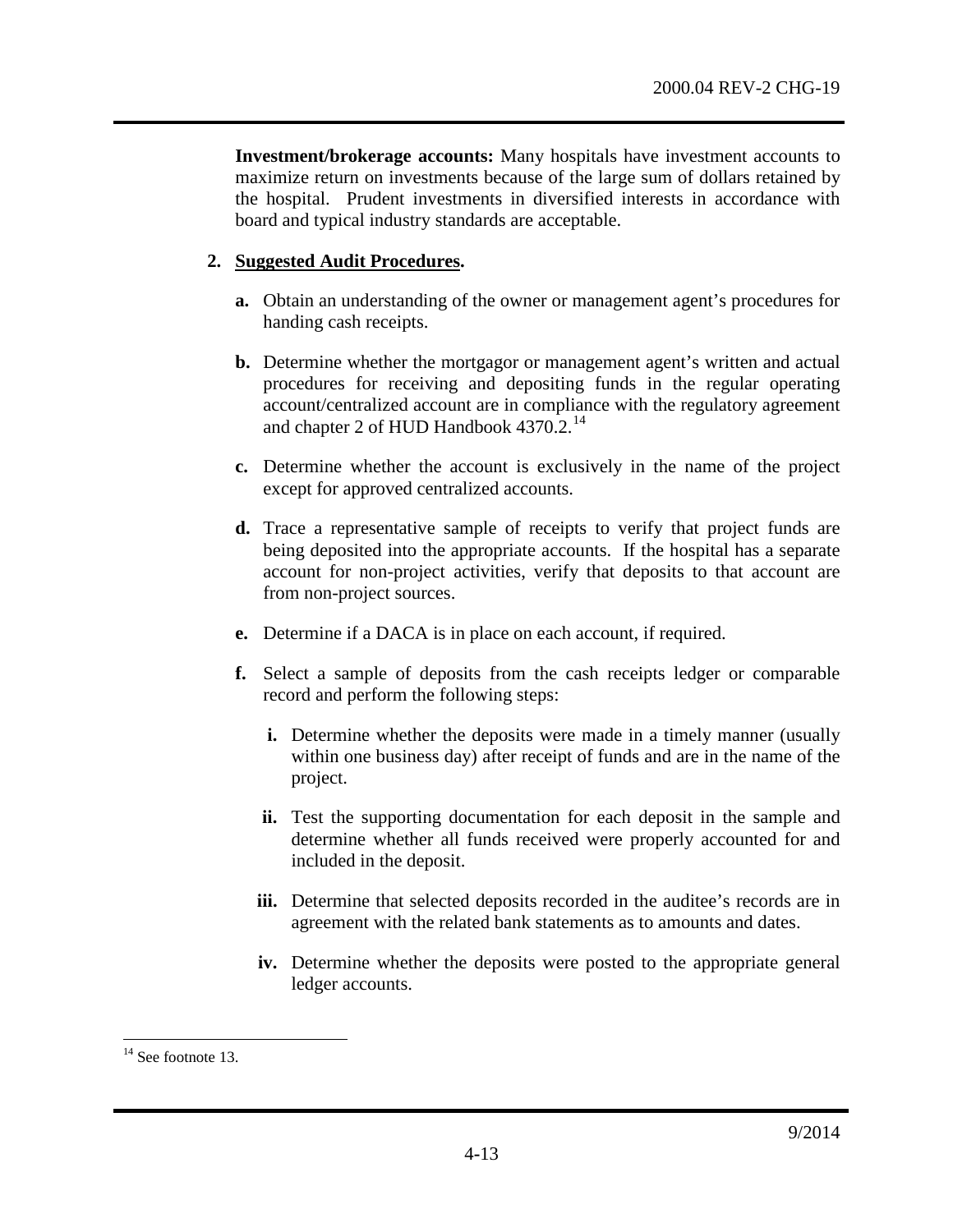**Investment/brokerage accounts:** Many hospitals have investment accounts to maximize return on investments because of the large sum of dollars retained by the hospital. Prudent investments in diversified interests in accordance with board and typical industry standards are acceptable.

**2. Suggested Audit Procedures.**

**a.** Obtain an understanding of the owner or management agent's procedures for handing cash receipts.

**b.** Determine whether the mortgagor or management agent's written and actual procedures for receiving and depositing funds in the regular operating account/centralized account are in compliance with the regulatory agreement and chapter 2 of HUD Handbook 4370.2.[14]

**c.** Determine whether the account is exclusively in the name of the project except for approved centralized accounts.

**d.** Trace a representative sample of receipts to verify that project funds are being deposited into the appropriate accounts. If the hospital has a separate account for non-project activities, verify that deposits to that account are from non-project sources.

**e.** Determine if a DACA is in place on each account, if required.

**f.** Select a sample of deposits from the cash receipts ledger or comparable record and perform the following steps:

**i.** Determine whether the deposits were made in a timely manner (usually within one business day) after receipt of funds and are in the name of the project.

**ii.** Test the supporting documentation for each deposit in the sample and determine whether all funds received were properly accounted for and included in the deposit.

**iii.** Determine that selected deposits recorded in the auditee's records are in agreement with the related bank statements as to amounts and dates.

**iv.** Determine whether the deposits were posted to the appropriate general ledger accounts.

[14] See footnote 13.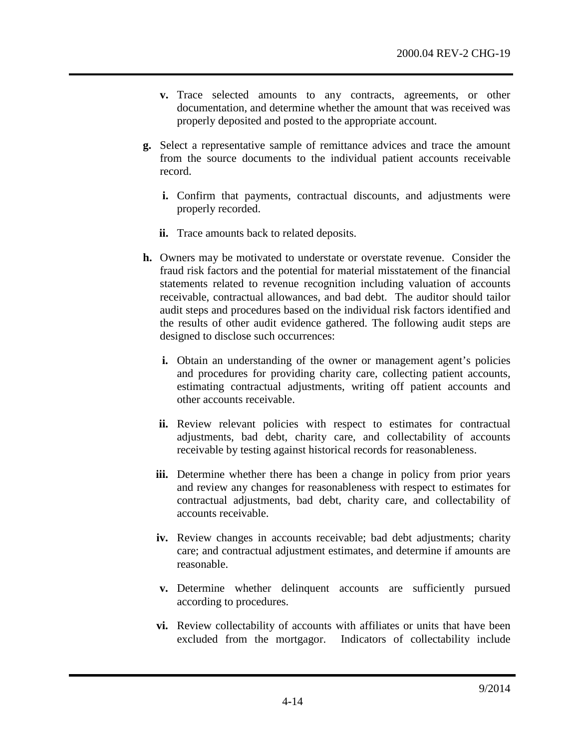**v.** Trace selected amounts to any contracts, agreements, or other documentation, and determine whether the amount that was received was properly deposited and posted to the appropriate account.

**g.** Select a representative sample of remittance advices and trace the amount from the source documents to the individual patient accounts receivable record.

**i.** Confirm that payments, contractual discounts, and adjustments were properly recorded.

**ii.** Trace amounts back to related deposits.

**h.** Owners may be motivated to understate or overstate revenue. Consider the fraud risk factors and the potential for material misstatement of the financial statements related to revenue recognition including valuation of accounts receivable, contractual allowances, and bad debt. The auditor should tailor audit steps and procedures based on the individual risk factors identified and the results of other audit evidence gathered. The following audit steps are designed to disclose such occurrences:

**i.** Obtain an understanding of the owner or management agent's policies and procedures for providing charity care, collecting patient accounts, estimating contractual adjustments, writing off patient accounts and other accounts receivable.

**ii.** Review relevant policies with respect to estimates for contractual adjustments, bad debt, charity care, and collectability of accounts receivable by testing against historical records for reasonableness.

**iii.** Determine whether there has been a change in policy from prior years and review any changes for reasonableness with respect to estimates for contractual adjustments, bad debt, charity care, and collectability of accounts receivable.

**iv.** Review changes in accounts receivable; bad debt adjustments; charity care; and contractual adjustment estimates, and determine if amounts are reasonable.

**v.** Determine whether delinquent accounts are sufficiently pursued according to procedures.

**vi.** Review collectability of accounts with affiliates or units that have been excluded from the mortgagor. Indicators of collectability include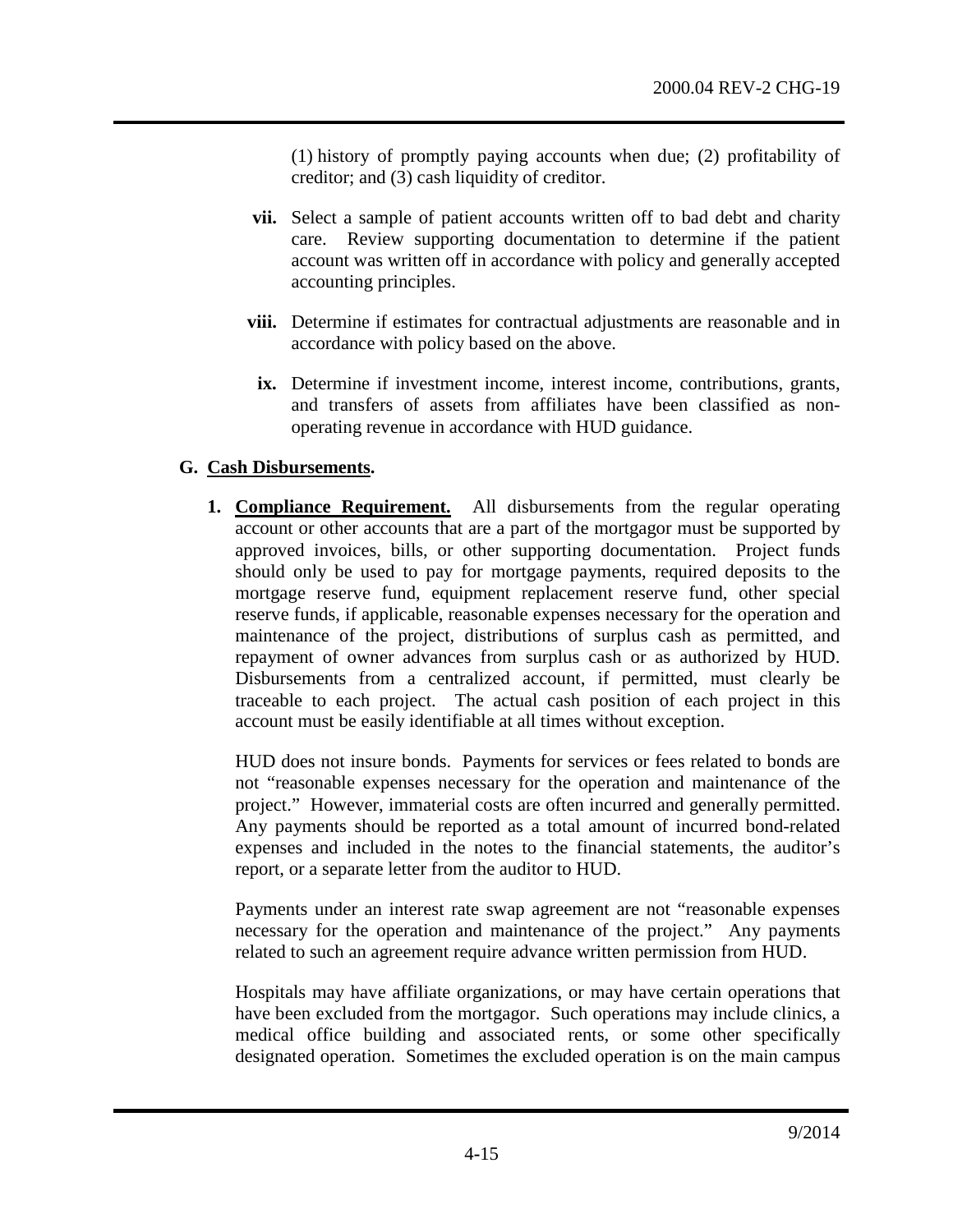(1) history of promptly paying accounts when due; (2) profitability of creditor; and (3) cash liquidity of creditor.

**vii.** Select a sample of patient accounts written off to bad debt and charity care. Review supporting documentation to determine if the patient account was written off in accordance with policy and generally accepted accounting principles.

**viii.** Determine if estimates for contractual adjustments are reasonable and in accordance with policy based on the above.

**ix.** Determine if investment income, interest income, contributions, grants, and transfers of assets from affiliates have been classified as non-operating revenue in accordance with HUD guidance.

## G. Cash Disbursements.

**1. Compliance Requirement.** All disbursements from the regular operating account or other accounts that are a part of the mortgagor must be supported by approved invoices, bills, or other supporting documentation. Project funds should only be used to pay for mortgage payments, required deposits to the mortgage reserve fund, equipment replacement reserve fund, other special reserve funds, if applicable, reasonable expenses necessary for the operation and maintenance of the project, distributions of surplus cash as permitted, and repayment of owner advances from surplus cash or as authorized by HUD. Disbursements from a centralized account, if permitted, must clearly be traceable to each project. The actual cash position of each project in this account must be easily identifiable at all times without exception.

HUD does not insure bonds. Payments for services or fees related to bonds are not "reasonable expenses necessary for the operation and maintenance of the project." However, immaterial costs are often incurred and generally permitted. Any payments should be reported as a total amount of incurred bond-related expenses and included in the notes to the financial statements, the auditor's report, or a separate letter from the auditor to HUD.

Payments under an interest rate swap agreement are not "reasonable expenses necessary for the operation and maintenance of the project." Any payments related to such an agreement require advance written permission from HUD.

Hospitals may have affiliate organizations, or may have certain operations that have been excluded from the mortgagor. Such operations may include clinics, a medical office building and associated rents, or some other specifically designated operation. Sometimes the excluded operation is on the main campus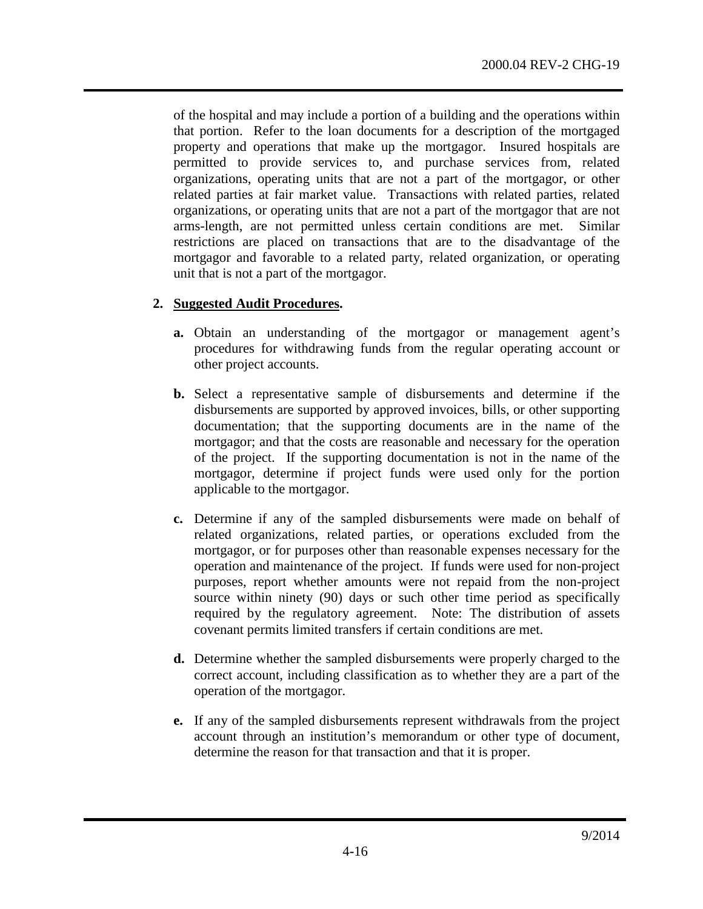of the hospital and may include a portion of a building and the operations within that portion. Refer to the loan documents for a description of the mortgaged property and operations that make up the mortgagor. Insured hospitals are permitted to provide services to, and purchase services from, related organizations, operating units that are not a part of the mortgagor, or other related parties at fair market value. Transactions with related parties, related organizations, or operating units that are not a part of the mortgagor that are not arms-length, are not permitted unless certain conditions are met. Similar restrictions are placed on transactions that are to the disadvantage of the mortgagor and favorable to a related party, related organization, or operating unit that is not a part of the mortgagor.

**2. Suggested Audit Procedures.**

- **a.** Obtain an understanding of the mortgagor or management agent's procedures for withdrawing funds from the regular operating account or other project accounts.

- **b.** Select a representative sample of disbursements and determine if the disbursements are supported by approved invoices, bills, or other supporting documentation; that the supporting documents are in the name of the mortgagor; and that the costs are reasonable and necessary for the operation of the project. If the supporting documentation is not in the name of the mortgagor, determine if project funds were used only for the portion applicable to the mortgagor.

- **c.** Determine if any of the sampled disbursements were made on behalf of related organizations, related parties, or operations excluded from the mortgagor, or for purposes other than reasonable expenses necessary for the operation and maintenance of the project. If funds were used for non-project purposes, report whether amounts were not repaid from the non-project source within ninety (90) days or such other time period as specifically required by the regulatory agreement. Note: The distribution of assets covenant permits limited transfers if certain conditions are met.

- **d.** Determine whether the sampled disbursements were properly charged to the correct account, including classification as to whether they are a part of the operation of the mortgagor.

- **e.** If any of the sampled disbursements represent withdrawals from the project account through an institution's memorandum or other type of document, determine the reason for that transaction and that it is proper.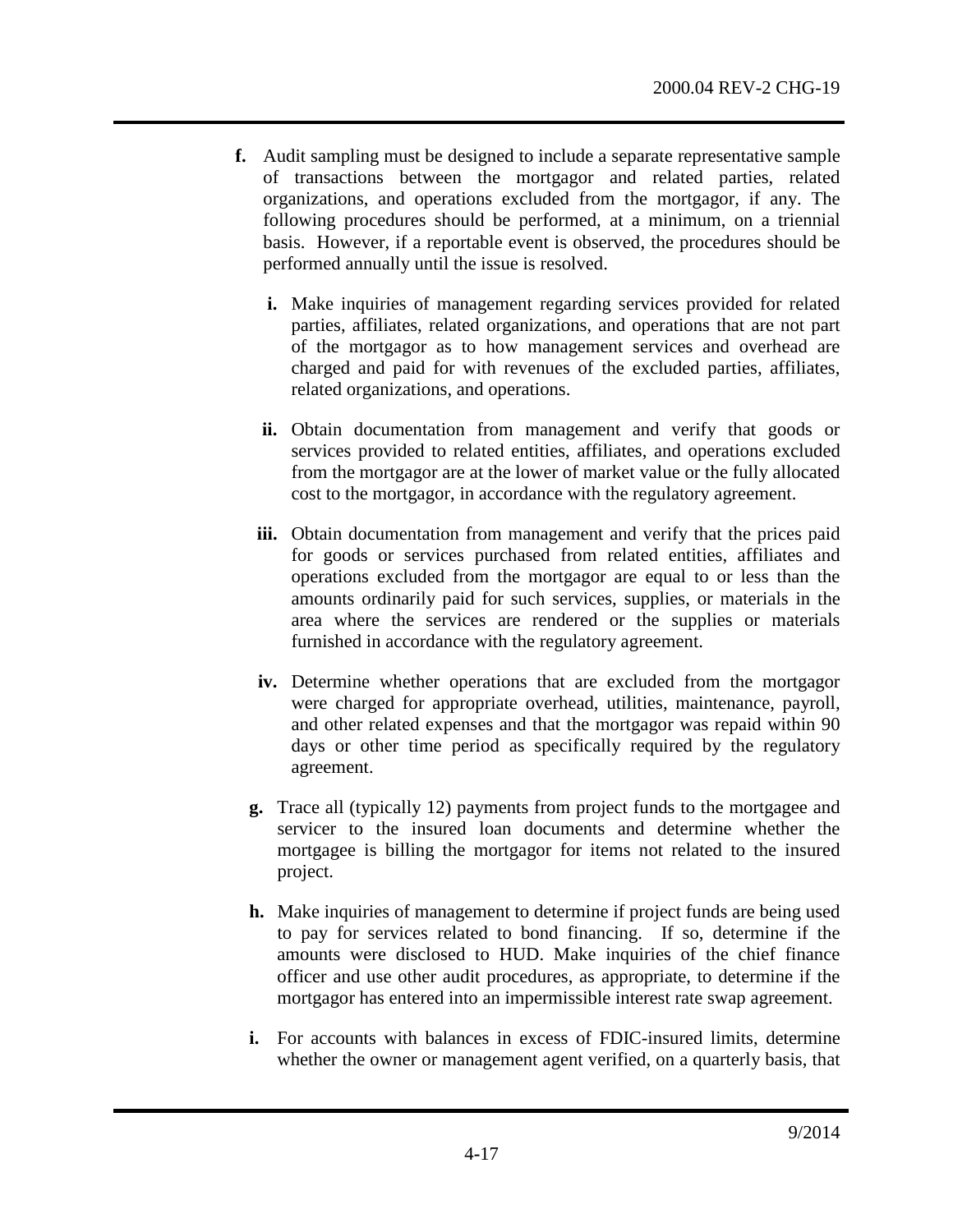**f.** Audit sampling must be designed to include a separate representative sample of transactions between the mortgagor and related parties, related organizations, and operations excluded from the mortgagor, if any. The following procedures should be performed, at a minimum, on a triennial basis. However, if a reportable event is observed, the procedures should be performed annually until the issue is resolved.

  **i.** Make inquiries of management regarding services provided for related parties, affiliates, related organizations, and operations that are not part of the mortgagor as to how management services and overhead are charged and paid for with revenues of the excluded parties, affiliates, related organizations, and operations.

  **ii.** Obtain documentation from management and verify that goods or services provided to related entities, affiliates, and operations excluded from the mortgagor are at the lower of market value or the fully allocated cost to the mortgagor, in accordance with the regulatory agreement.

  **iii.** Obtain documentation from management and verify that the prices paid for goods or services purchased from related entities, affiliates and operations excluded from the mortgagor are equal to or less than the amounts ordinarily paid for such services, supplies, or materials in the area where the services are rendered or the supplies or materials furnished in accordance with the regulatory agreement.

  **iv.** Determine whether operations that are excluded from the mortgagor were charged for appropriate overhead, utilities, maintenance, payroll, and other related expenses and that the mortgagor was repaid within 90 days or other time period as specifically required by the regulatory agreement.

**g.** Trace all (typically 12) payments from project funds to the mortgagee and servicer to the insured loan documents and determine whether the mortgagee is billing the mortgagor for items not related to the insured project.

**h.** Make inquiries of management to determine if project funds are being used to pay for services related to bond financing. If so, determine if the amounts were disclosed to HUD. Make inquiries of the chief finance officer and use other audit procedures, as appropriate, to determine if the mortgagor has entered into an impermissible interest rate swap agreement.

**i.** For accounts with balances in excess of FDIC-insured limits, determine whether the owner or management agent verified, on a quarterly basis, that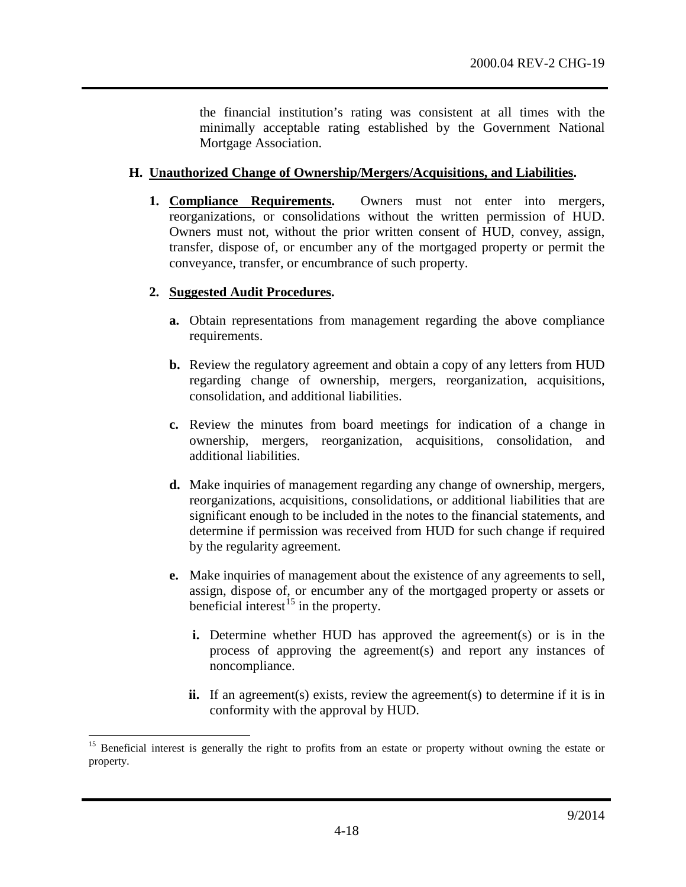the financial institution's rating was consistent at all times with the minimally acceptable rating established by the Government National Mortgage Association.

**H. Unauthorized Change of Ownership/Mergers/Acquisitions, and Liabilities.**

1. **Compliance Requirements.** Owners must not enter into mergers, reorganizations, or consolidations without the written permission of HUD. Owners must not, without the prior written consent of HUD, convey, assign, transfer, dispose of, or encumber any of the mortgaged property or permit the conveyance, transfer, or encumbrance of such property.

2. **Suggested Audit Procedures.**

   **a.** Obtain representations from management regarding the above compliance requirements.

   **b.** Review the regulatory agreement and obtain a copy of any letters from HUD regarding change of ownership, mergers, reorganization, acquisitions, consolidation, and additional liabilities.

   **c.** Review the minutes from board meetings for indication of a change in ownership, mergers, reorganization, acquisitions, consolidation, and additional liabilities.

   **d.** Make inquiries of management regarding any change of ownership, mergers, reorganizations, acquisitions, consolidations, or additional liabilities that are significant enough to be included in the notes to the financial statements, and determine if permission was received from HUD for such change if required by the regularity agreement.

   **e.** Make inquiries of management about the existence of any agreements to sell, assign, dispose of, or encumber any of the mortgaged property or assets or beneficial interest[15] in the property.

      **i.** Determine whether HUD has approved the agreement(s) or is in the process of approving the agreement(s) and report any instances of noncompliance.

      **ii.** If an agreement(s) exists, review the agreement(s) to determine if it is in conformity with the approval by HUD.

[15] Beneficial interest is generally the right to profits from an estate or property without owning the estate or property.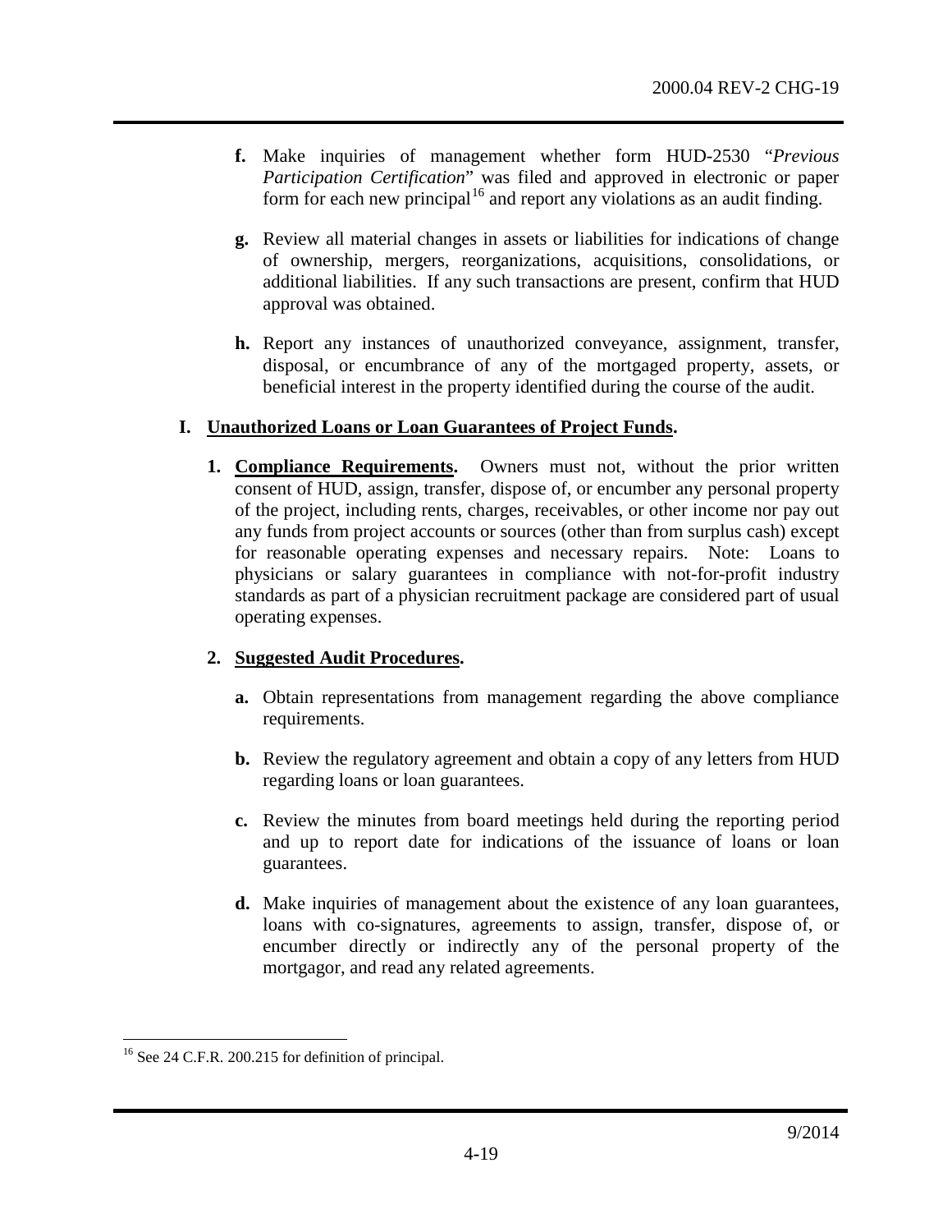**f.** Make inquiries of management whether form HUD-2530 "*Previous Participation Certification*" was filed and approved in electronic or paper form for each new principal[16] and report any violations as an audit finding.

**g.** Review all material changes in assets or liabilities for indications of change of ownership, mergers, reorganizations, acquisitions, consolidations, or additional liabilities. If any such transactions are present, confirm that HUD approval was obtained.

**h.** Report any instances of unauthorized conveyance, assignment, transfer, disposal, or encumbrance of any of the mortgaged property, assets, or beneficial interest in the property identified during the course of the audit.

## I. Unauthorized Loans or Loan Guarantees of Project Funds.

**1. Compliance Requirements.** Owners must not, without the prior written consent of HUD, assign, transfer, dispose of, or encumber any personal property of the project, including rents, charges, receivables, or other income nor pay out any funds from project accounts or sources (other than from surplus cash) except for reasonable operating expenses and necessary repairs. Note: Loans to physicians or salary guarantees in compliance with not-for-profit industry standards as part of a physician recruitment package are considered part of usual operating expenses.

**2. Suggested Audit Procedures.**

**a.** Obtain representations from management regarding the above compliance requirements.

**b.** Review the regulatory agreement and obtain a copy of any letters from HUD regarding loans or loan guarantees.

**c.** Review the minutes from board meetings held during the reporting period and up to report date for indications of the issuance of loans or loan guarantees.

**d.** Make inquiries of management about the existence of any loan guarantees, loans with co-signatures, agreements to assign, transfer, dispose of, or encumber directly or indirectly any of the personal property of the mortgagor, and read any related agreements.

---

[16] See 24 C.F.R. 200.215 for definition of principal.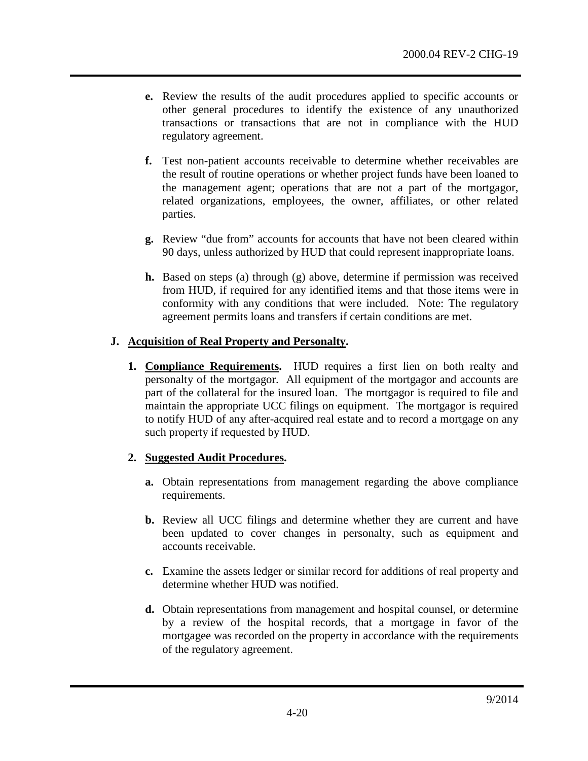**e.** Review the results of the audit procedures applied to specific accounts or other general procedures to identify the existence of any unauthorized transactions or transactions that are not in compliance with the HUD regulatory agreement.

**f.** Test non-patient accounts receivable to determine whether receivables are the result of routine operations or whether project funds have been loaned to the management agent; operations that are not a part of the mortgagor, related organizations, employees, the owner, affiliates, or other related parties.

**g.** Review "due from" accounts for accounts that have not been cleared within 90 days, unless authorized by HUD that could represent inappropriate loans.

**h.** Based on steps (a) through (g) above, determine if permission was received from HUD, if required for any identified items and that those items were in conformity with any conditions that were included. Note: The regulatory agreement permits loans and transfers if certain conditions are met.

**J. <u>Acquisition of Real Property and Personalty</u>.**

**1. <u>Compliance Requirements</u>.** HUD requires a first lien on both realty and personalty of the mortgagor. All equipment of the mortgagor and accounts are part of the collateral for the insured loan. The mortgagor is required to file and maintain the appropriate UCC filings on equipment. The mortgagor is required to notify HUD of any after-acquired real estate and to record a mortgage on any such property if requested by HUD.

**2. <u>Suggested Audit Procedures</u>.**

**a.** Obtain representations from management regarding the above compliance requirements.

**b.** Review all UCC filings and determine whether they are current and have been updated to cover changes in personalty, such as equipment and accounts receivable.

**c.** Examine the assets ledger or similar record for additions of real property and determine whether HUD was notified.

**d.** Obtain representations from management and hospital counsel, or determine by a review of the hospital records, that a mortgage in favor of the mortgagee was recorded on the property in accordance with the requirements of the regulatory agreement.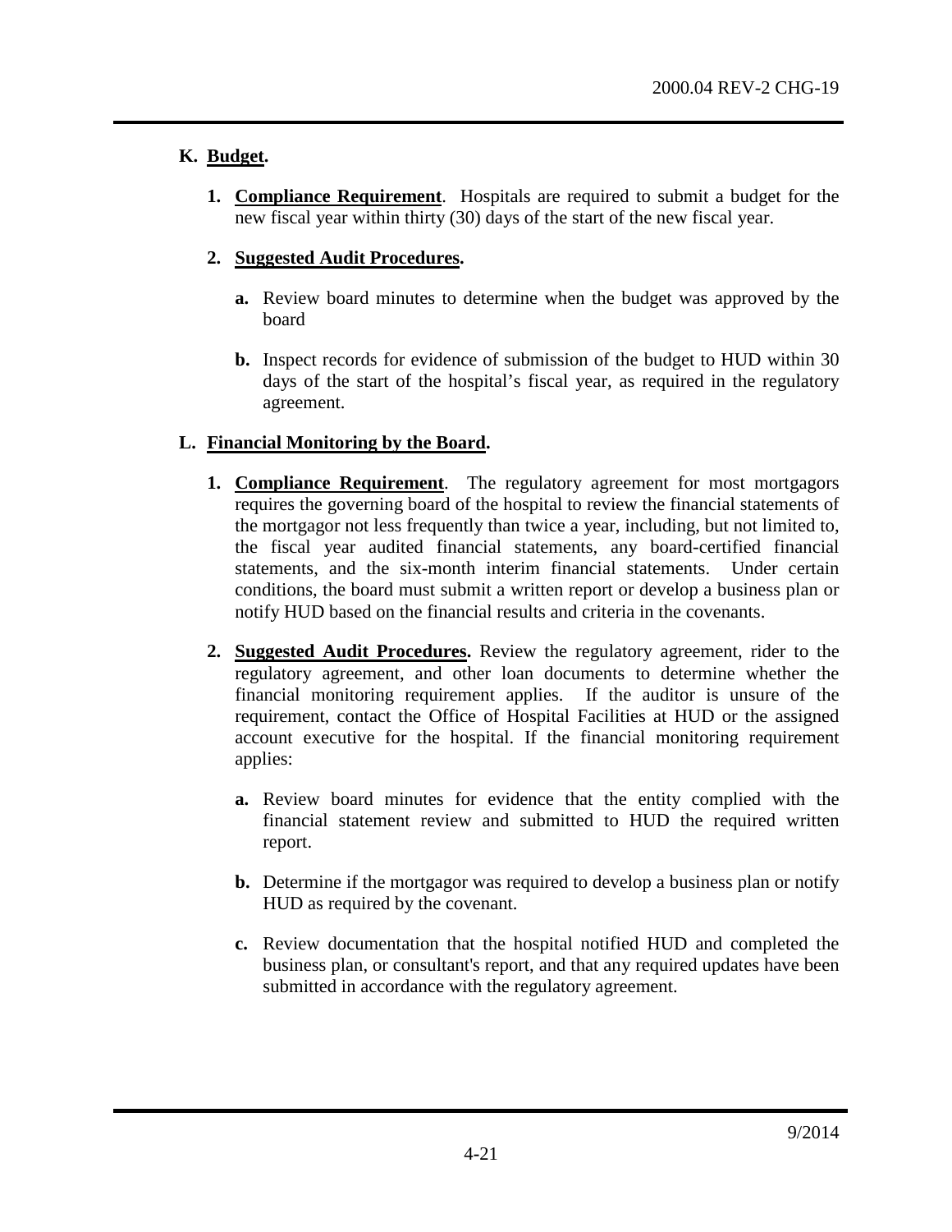## K. <u>Budget</u>.

1. **<u>Compliance Requirement</u>**. Hospitals are required to submit a budget for the new fiscal year within thirty (30) days of the start of the new fiscal year.

2. **<u>Suggested Audit Procedures</u>.**

   a. Review board minutes to determine when the budget was approved by the board

   b. Inspect records for evidence of submission of the budget to HUD within 30 days of the start of the hospital's fiscal year, as required in the regulatory agreement.

## L. <u>Financial Monitoring by the Board</u>.

1. **<u>Compliance Requirement</u>**. The regulatory agreement for most mortgagors requires the governing board of the hospital to review the financial statements of the mortgagor not less frequently than twice a year, including, but not limited to, the fiscal year audited financial statements, any board-certified financial statements, and the six-month interim financial statements. Under certain conditions, the board must submit a written report or develop a business plan or notify HUD based on the financial results and criteria in the covenants.

2. **<u>Suggested Audit Procedures</u>.** Review the regulatory agreement, rider to the regulatory agreement, and other loan documents to determine whether the financial monitoring requirement applies. If the auditor is unsure of the requirement, contact the Office of Hospital Facilities at HUD or the assigned account executive for the hospital. If the financial monitoring requirement applies:

   a. Review board minutes for evidence that the entity complied with the financial statement review and submitted to HUD the required written report.

   b. Determine if the mortgagor was required to develop a business plan or notify HUD as required by the covenant.

   c. Review documentation that the hospital notified HUD and completed the business plan, or consultant's report, and that any required updates have been submitted in accordance with the regulatory agreement.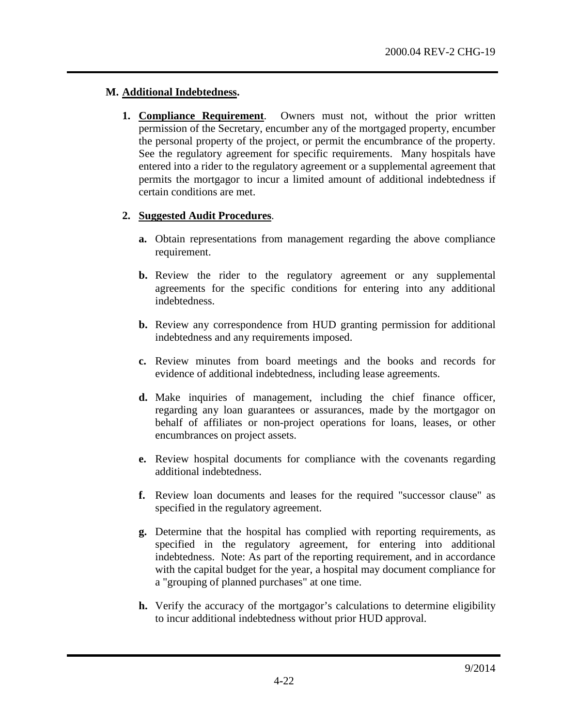**M. Additional Indebtedness.**

1. **Compliance Requirement**. Owners must not, without the prior written permission of the Secretary, encumber any of the mortgaged property, encumber the personal property of the project, or permit the encumbrance of the property. See the regulatory agreement for specific requirements. Many hospitals have entered into a rider to the regulatory agreement or a supplemental agreement that permits the mortgagor to incur a limited amount of additional indebtedness if certain conditions are met.

2. **Suggested Audit Procedures**.

   **a.** Obtain representations from management regarding the above compliance requirement.

   **b.** Review the rider to the regulatory agreement or any supplemental agreements for the specific conditions for entering into any additional indebtedness.

   **b.** Review any correspondence from HUD granting permission for additional indebtedness and any requirements imposed.

   **c.** Review minutes from board meetings and the books and records for evidence of additional indebtedness, including lease agreements.

   **d.** Make inquiries of management, including the chief finance officer, regarding any loan guarantees or assurances, made by the mortgagor on behalf of affiliates or non-project operations for loans, leases, or other encumbrances on project assets.

   **e.** Review hospital documents for compliance with the covenants regarding additional indebtedness.

   **f.** Review loan documents and leases for the required "successor clause" as specified in the regulatory agreement.

   **g.** Determine that the hospital has complied with reporting requirements, as specified in the regulatory agreement, for entering into additional indebtedness. Note: As part of the reporting requirement, and in accordance with the capital budget for the year, a hospital may document compliance for a "grouping of planned purchases" at one time.

   **h.** Verify the accuracy of the mortgagor's calculations to determine eligibility to incur additional indebtedness without prior HUD approval.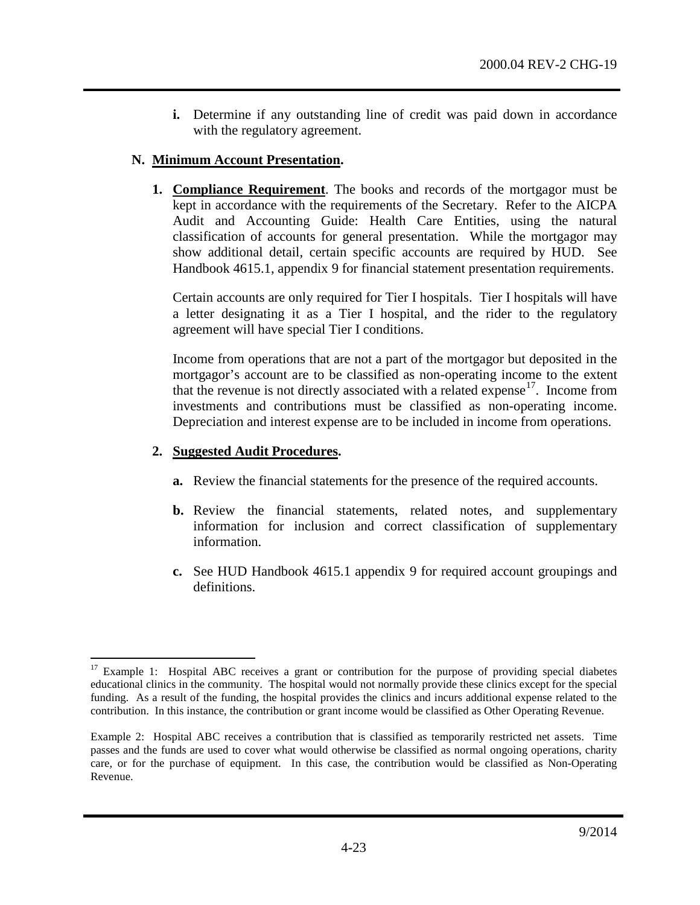**i.** Determine if any outstanding line of credit was paid down in accordance with the regulatory agreement.

## N. Minimum Account Presentation.

**1. Compliance Requirement**. The books and records of the mortgagor must be kept in accordance with the requirements of the Secretary. Refer to the AICPA Audit and Accounting Guide: Health Care Entities, using the natural classification of accounts for general presentation. While the mortgagor may show additional detail, certain specific accounts are required by HUD. See Handbook 4615.1, appendix 9 for financial statement presentation requirements.

Certain accounts are only required for Tier I hospitals. Tier I hospitals will have a letter designating it as a Tier I hospital, and the rider to the regulatory agreement will have special Tier I conditions.

Income from operations that are not a part of the mortgagor but deposited in the mortgagor's account are to be classified as non-operating income to the extent that the revenue is not directly associated with a related expense[17]. Income from investments and contributions must be classified as non-operating income. Depreciation and interest expense are to be included in income from operations.

**2. Suggested Audit Procedures.**

**a.** Review the financial statements for the presence of the required accounts.

**b.** Review the financial statements, related notes, and supplementary information for inclusion and correct classification of supplementary information.

**c.** See HUD Handbook 4615.1 appendix 9 for required account groupings and definitions.

---

[17] Example 1: Hospital ABC receives a grant or contribution for the purpose of providing special diabetes educational clinics in the community. The hospital would not normally provide these clinics except for the special funding. As a result of the funding, the hospital provides the clinics and incurs additional expense related to the contribution. In this instance, the contribution or grant income would be classified as Other Operating Revenue.

Example 2: Hospital ABC receives a contribution that is classified as temporarily restricted net assets. Time passes and the funds are used to cover what would otherwise be classified as normal ongoing operations, charity care, or for the purchase of equipment. In this case, the contribution would be classified as Non-Operating Revenue.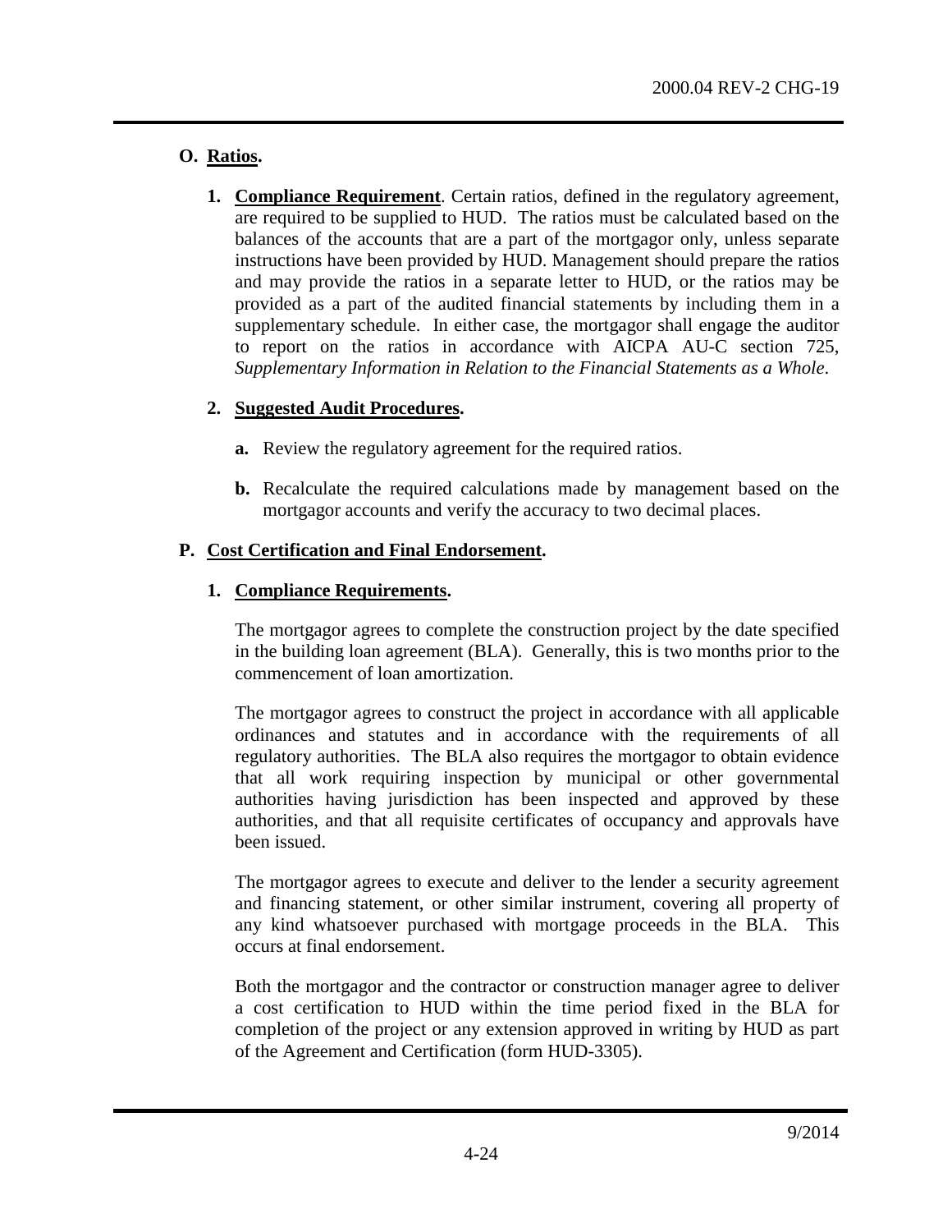## O. Ratios.

1. **Compliance Requirement**. Certain ratios, defined in the regulatory agreement, are required to be supplied to HUD. The ratios must be calculated based on the balances of the accounts that are a part of the mortgagor only, unless separate instructions have been provided by HUD. Management should prepare the ratios and may provide the ratios in a separate letter to HUD, or the ratios may be provided as a part of the audited financial statements by including them in a supplementary schedule. In either case, the mortgagor shall engage the auditor to report on the ratios in accordance with AICPA AU-C section 725, *Supplementary Information in Relation to the Financial Statements as a Whole*.

2. **Suggested Audit Procedures.**

   a. Review the regulatory agreement for the required ratios.

   b. Recalculate the required calculations made by management based on the mortgagor accounts and verify the accuracy to two decimal places.

## P. Cost Certification and Final Endorsement.

1. **Compliance Requirements.**

   The mortgagor agrees to complete the construction project by the date specified in the building loan agreement (BLA). Generally, this is two months prior to the commencement of loan amortization.

   The mortgagor agrees to construct the project in accordance with all applicable ordinances and statutes and in accordance with the requirements of all regulatory authorities. The BLA also requires the mortgagor to obtain evidence that all work requiring inspection by municipal or other governmental authorities having jurisdiction has been inspected and approved by these authorities, and that all requisite certificates of occupancy and approvals have been issued.

   The mortgagor agrees to execute and deliver to the lender a security agreement and financing statement, or other similar instrument, covering all property of any kind whatsoever purchased with mortgage proceeds in the BLA. This occurs at final endorsement.

   Both the mortgagor and the contractor or construction manager agree to deliver a cost certification to HUD within the time period fixed in the BLA for completion of the project or any extension approved in writing by HUD as part of the Agreement and Certification (form HUD-3305).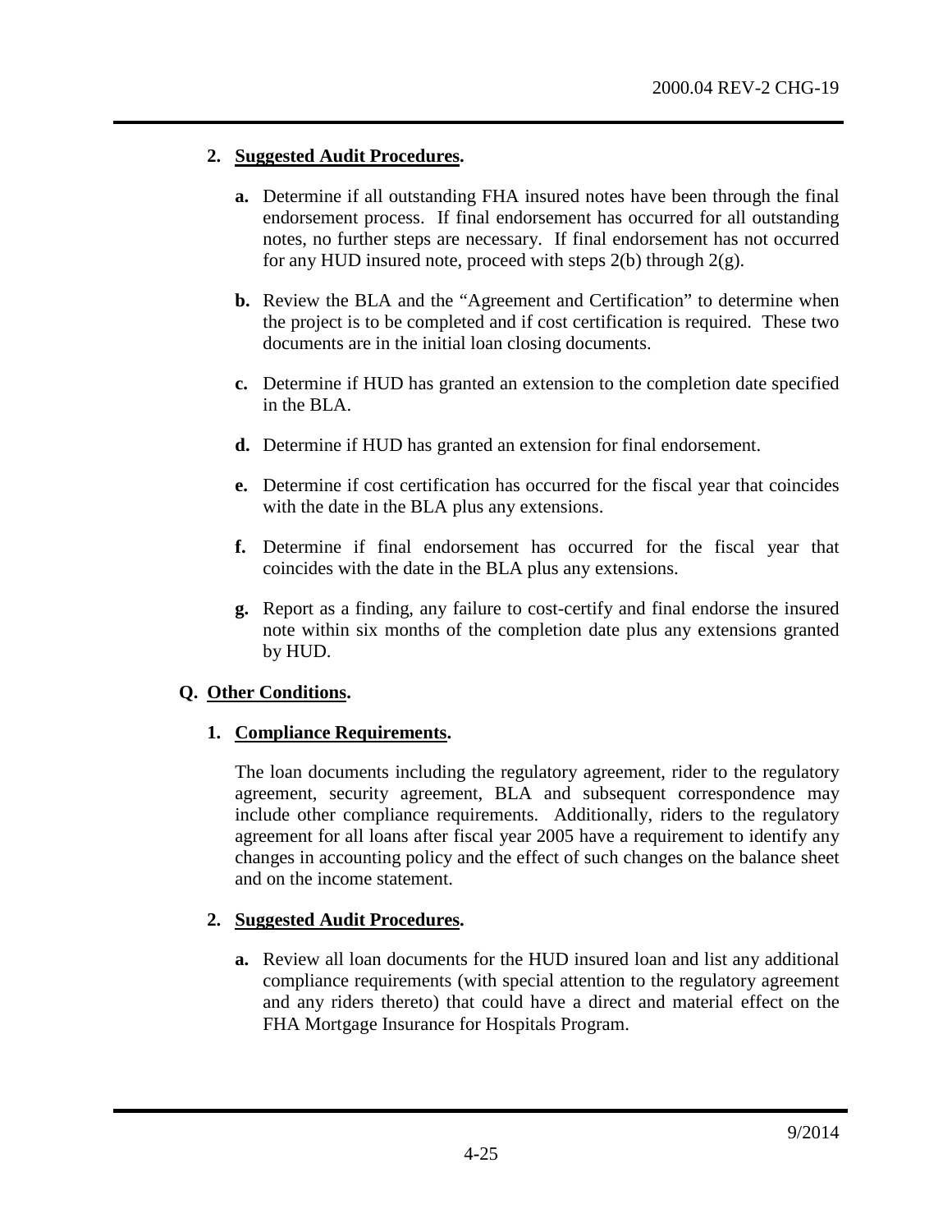**2. Suggested Audit Procedures.**

**a.** Determine if all outstanding FHA insured notes have been through the final endorsement process. If final endorsement has occurred for all outstanding notes, no further steps are necessary. If final endorsement has not occurred for any HUD insured note, proceed with steps 2(b) through 2(g).

**b.** Review the BLA and the "Agreement and Certification" to determine when the project is to be completed and if cost certification is required. These two documents are in the initial loan closing documents.

**c.** Determine if HUD has granted an extension to the completion date specified in the BLA.

**d.** Determine if HUD has granted an extension for final endorsement.

**e.** Determine if cost certification has occurred for the fiscal year that coincides with the date in the BLA plus any extensions.

**f.** Determine if final endorsement has occurred for the fiscal year that coincides with the date in the BLA plus any extensions.

**g.** Report as a finding, any failure to cost-certify and final endorse the insured note within six months of the completion date plus any extensions granted by HUD.

## Q. Other Conditions.

**1. Compliance Requirements.**

The loan documents including the regulatory agreement, rider to the regulatory agreement, security agreement, BLA and subsequent correspondence may include other compliance requirements. Additionally, riders to the regulatory agreement for all loans after fiscal year 2005 have a requirement to identify any changes in accounting policy and the effect of such changes on the balance sheet and on the income statement.

**2. Suggested Audit Procedures.**

**a.** Review all loan documents for the HUD insured loan and list any additional compliance requirements (with special attention to the regulatory agreement and any riders thereto) that could have a direct and material effect on the FHA Mortgage Insurance for Hospitals Program.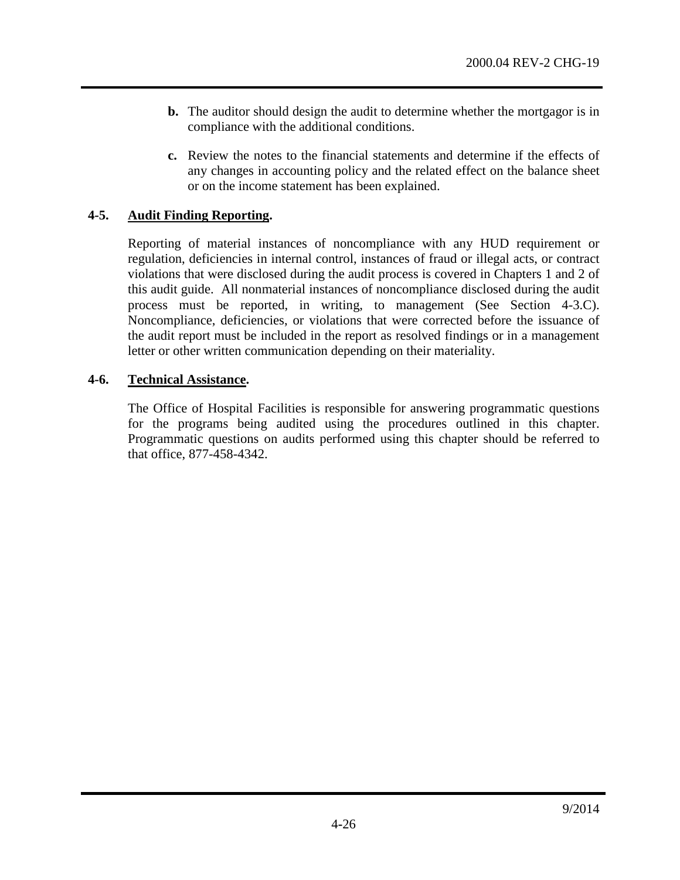**b.** The auditor should design the audit to determine whether the mortgagor is in compliance with the additional conditions.

**c.** Review the notes to the financial statements and determine if the effects of any changes in accounting policy and the related effect on the balance sheet or on the income statement has been explained.

## 4-5. Audit Finding Reporting.

Reporting of material instances of noncompliance with any HUD requirement or regulation, deficiencies in internal control, instances of fraud or illegal acts, or contract violations that were disclosed during the audit process is covered in Chapters 1 and 2 of this audit guide. All nonmaterial instances of noncompliance disclosed during the audit process must be reported, in writing, to management (See Section 4-3.C). Noncompliance, deficiencies, or violations that were corrected before the issuance of the audit report must be included in the report as resolved findings or in a management letter or other written communication depending on their materiality.

## 4-6. Technical Assistance.

The Office of Hospital Facilities is responsible for answering programmatic questions for the programs being audited using the procedures outlined in this chapter. Programmatic questions on audits performed using this chapter should be referred to that office, 877-458-4342.